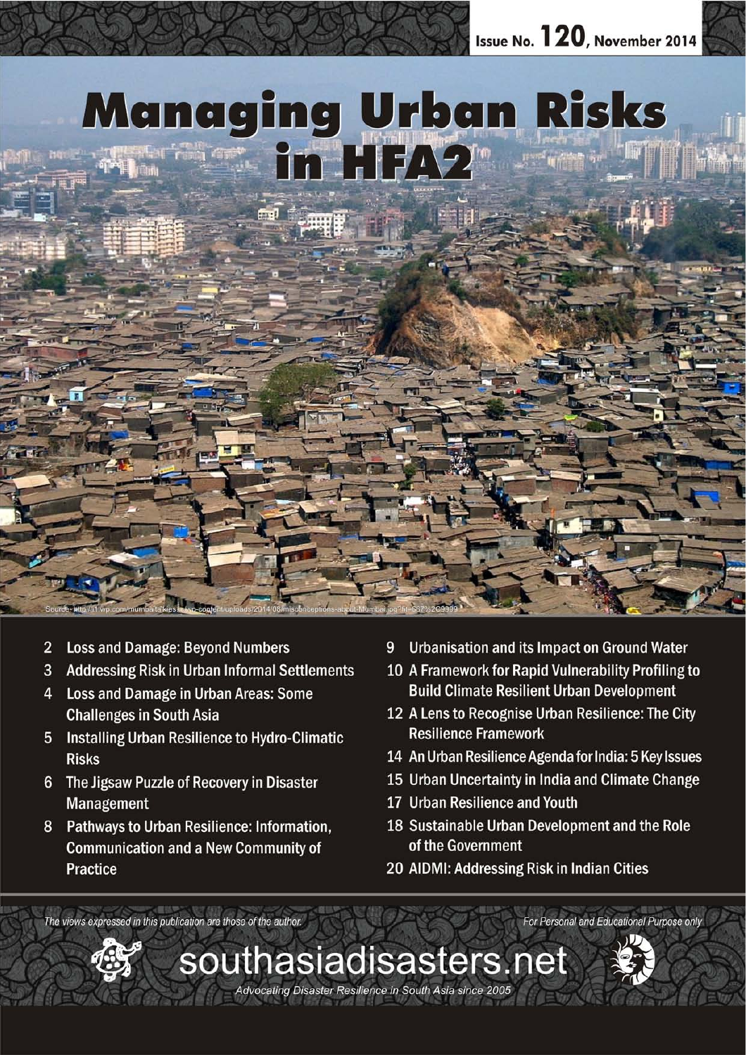Issue No. 120, November 2014

# Managing Urban Risks in HFA2

Source: http://i1.wp.com/mumbaitalkies.in/wp-content/uploads/2014/08/misconceptions-about-Mumbai.jpg?fit=667%2C9999

- 2 Loss and Damage: Beyond Numbers
- 3 Addressing Risk in Urban Informal Settlements
- 4 Loss and Damage in Urban Areas: Some Challenges in South Asia
- 5 Installing Urban Resilience to Hydro-Climatic Risks
- 6 The Jigsaw Puzzle of Recovery in Disaster Management
- 8 Pathways to Urban Resilience: Information, Communication and a New Community of Practice
- 9 Urbanisation and its Impact on Ground Water
- 10 A Framework for Rapid Vulnerability Profiling to Build Climate Resilient Urban Development
- 12 A Lens to Recognise Urban Resilience: The City Resilience Framework
- 14 An Urban Resilience Agenda for India: 5 Key Issues
- 15 Urban Uncertainty in India and Climate Change
- 17 Urban Resilience and Youth
- 18 Sustainable Urban Development and the Role of the Government
- 20 AIDMI: Addressing Risk in Indian Cities

*The views expressed in this publication are those of the author.*

*For Personal and Educational Purpose only*

southasiadisasters.net

*Advocating Disaster Resilience in South Asia since 2005*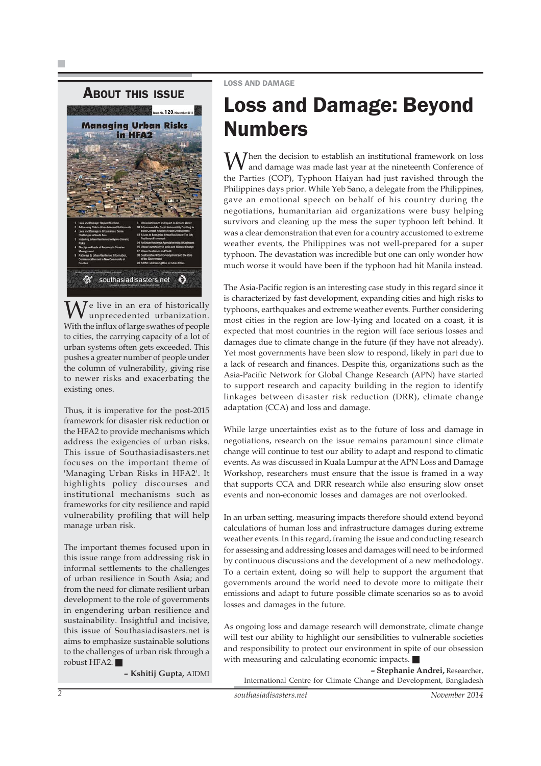## About this issue

We live in an era of historically unprecedented urbanization. With the influx of large swathes of people to cities, the carrying capacity of a lot of urban systems often gets exceeded. This pushes a greater number of people under the column of vulnerability, giving rise to newer risks and exacerbating the existing ones.

Thus, it is imperative for the post-2015 framework for disaster risk reduction or the HFA2 to provide mechanisms which address the exigencies of urban risks. This issue of Southasiadisasters.net focuses on the important theme of 'Managing Urban Risks in HFA2'. It highlights policy discourses and institutional mechanisms such as frameworks for city resilience and rapid vulnerability profiling that will help manage urban risk.

The important themes focused upon in this issue range from addressing risk in informal settlements to the challenges of urban resilience in South Asia; and from the need for climate resilient urban development to the role of governments in engendering urban resilience and sustainability. Insightful and incisive, this issue of Southasiadisasters.net is aims to emphasize sustainable solutions to the challenges of urban risk through a robust HFA2. ■

**– Kshitij Gupta,** AIDMI

LOSS AND DAMAGE

# Loss and Damage: Beyond Numbers

When the decision to establish an institutional framework on loss and damage was made last year at the nineteenth Conference of the Parties (COP), Typhoon Haiyan had just ravished through the Philippines days prior. While Yeb Sano, a delegate from the Philippines, gave an emotional speech on behalf of his country during the negotiations, humanitarian aid organizations were busy helping survivors and cleaning up the mess the super typhoon left behind. It was a clear demonstration that even for a country accustomed to extreme weather events, the Philippines was not well-prepared for a super typhoon. The devastation was incredible but one can only wonder how much worse it would have been if the typhoon had hit Manila instead.

The Asia-Pacific region is an interesting case study in this regard since it is characterized by fast development, expanding cities and high risks to typhoons, earthquakes and extreme weather events. Further considering most cities in the region are low-lying and located on a coast, it is expected that most countries in the region will face serious losses and damages due to climate change in the future (if they have not already). Yet most governments have been slow to respond, likely in part due to a lack of research and finances. Despite this, organizations such as the Asia-Pacific Network for Global Change Research (APN) have started to support research and capacity building in the region to identify linkages between disaster risk reduction (DRR), climate change adaptation (CCA) and loss and damage.

While large uncertainties exist as to the future of loss and damage in negotiations, research on the issue remains paramount since climate change will continue to test our ability to adapt and respond to climatic events. As was discussed in Kuala Lumpur at the APN Loss and Damage Workshop, researchers must ensure that the issue is framed in a way that supports CCA and DRR research while also ensuring slow onset events and non-economic losses and damages are not overlooked.

In an urban setting, measuring impacts therefore should extend beyond calculations of human loss and infrastructure damages during extreme weather events. In this regard, framing the issue and conducting research for assessing and addressing losses and damages will need to be informed by continuous discussions and the development of a new methodology. To a certain extent, doing so will help to support the argument that governments around the world need to devote more to mitigate their emissions and adapt to future possible climate scenarios so as to avoid losses and damages in the future.

As ongoing loss and damage research will demonstrate, climate change will test our ability to highlight our sensibilities to vulnerable societies and responsibility to protect our environment in spite of our obsession with measuring and calculating economic impacts. ■

**– Stephanie Andrei,** Researcher, International Centre for Climate Change and Development, Bangladesh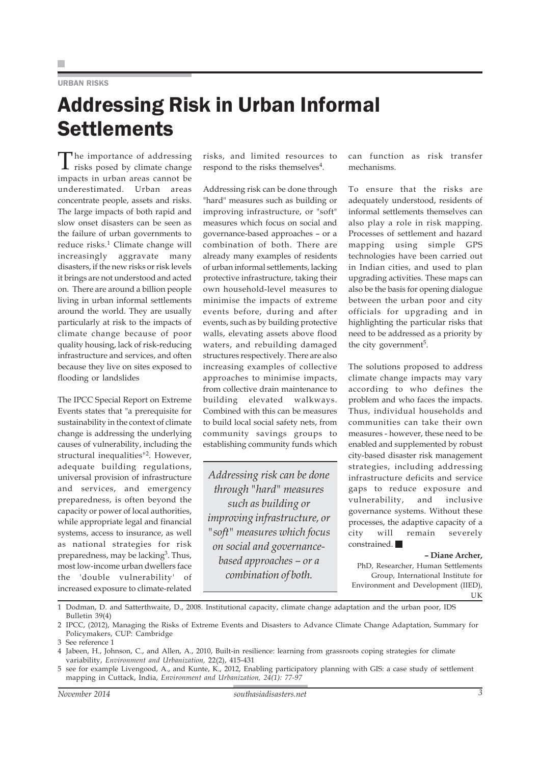URBAN RISKS

# Addressing Risk in Urban Informal Settlements

The importance of addressing risks posed by climate change impacts in urban areas cannot be underestimated. Urban areas concentrate people, assets and risks. The large impacts of both rapid and slow onset disasters can be seen as the failure of urban governments to reduce risks.[1] Climate change will increasingly aggravate many disasters, if the new risks or risk levels it brings are not understood and acted on. There are around a billion people living in urban informal settlements around the world. They are usually particularly at risk to the impacts of climate change because of poor quality housing, lack of risk-reducing infrastructure and services, and often because they live on sites exposed to flooding or landslides

The IPCC Special Report on Extreme Events states that "a prerequisite for sustainability in the context of climate change is addressing the underlying causes of vulnerability, including the structural inequalities"[2]. However, adequate building regulations, universal provision of infrastructure and services, and emergency preparedness, is often beyond the capacity or power of local authorities, while appropriate legal and financial systems, access to insurance, as well as national strategies for risk preparedness, may be lacking[3]. Thus, most low-income urban dwellers face the 'double vulnerability' of increased exposure to climate-related risks, and limited resources to respond to the risks themselves[4].

Addressing risk can be done through "hard" measures such as building or improving infrastructure, or "soft" measures which focus on social and governance-based approaches – or a combination of both. There are already many examples of residents of urban informal settlements, lacking protective infrastructure, taking their own household-level measures to minimise the impacts of extreme events before, during and after events, such as by building protective walls, elevating assets above flood waters, and rebuilding damaged structures respectively. There are also increasing examples of collective approaches to minimise impacts, from collective drain maintenance to building elevated walkways. Combined with this can be measures to build local social safety nets, from community savings groups to establishing community funds which can function as risk transfer mechanisms.

*Addressing risk can be done through "hard" measures such as building or improving infrastructure, or "soft" measures which focus on social and governance-based approaches – or a combination of both.*

To ensure that the risks are adequately understood, residents of informal settlements themselves can also play a role in risk mapping. Processes of settlement and hazard mapping using simple GPS technologies have been carried out in Indian cities, and used to plan upgrading activities. These maps can also be the basis for opening dialogue between the urban poor and city officials for upgrading and in highlighting the particular risks that need to be addressed as a priority by the city government[5].

The solutions proposed to address climate change impacts may vary according to who defines the problem and who faces the impacts. Thus, individual households and communities can take their own measures - however, these need to be enabled and supplemented by robust city-based disaster risk management strategies, including addressing infrastructure deficits and service gaps to reduce exposure and vulnerability, and inclusive governance systems. Without these processes, the adaptive capacity of a city will remain severely constrained. ■

**– Diane Archer,**
PhD, Researcher, Human Settlements Group, International Institute for Environment and Development (IIED), UK

1 Dodman, D. and Satterthwaite, D., 2008. Institutional capacity, climate change adaptation and the urban poor, IDS Bulletin 39(4)

2 IPCC, (2012), Managing the Risks of Extreme Events and Disasters to Advance Climate Change Adaptation, Summary for Policymakers, CUP: Cambridge

3 See reference 1

4 Jabeen, H., Johnson, C., and Allen, A., 2010, Built-in resilience: learning from grassroots coping strategies for climate variability, *Environment and Urbanization,* 22(2), 415-431

5 see for example Livengood, A., and Kunte, K., 2012, Enabling participatory planning with GIS: a case study of settlement mapping in Cuttack, India, *Environment and Urbanization, 24(1): 77-97*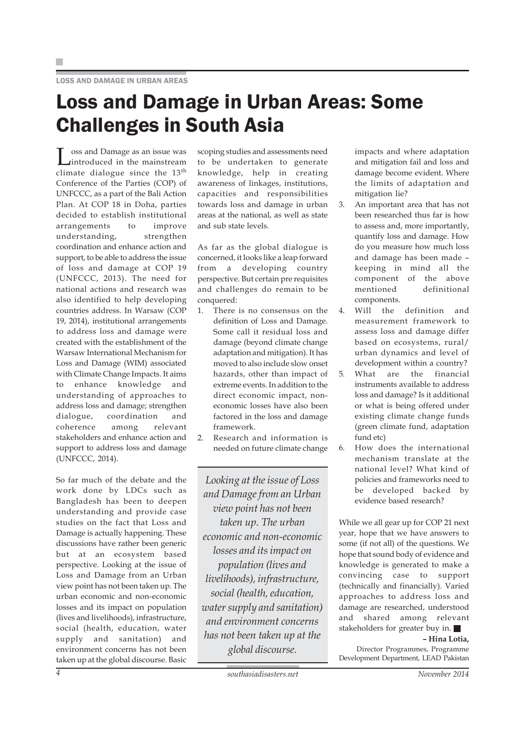LOSS AND DAMAGE IN URBAN AREAS

# Loss and Damage in Urban Areas: Some Challenges in South Asia

Loss and Damage as an issue was introduced in the mainstream climate dialogue since the 13th Conference of the Parties (COP) of UNFCCC, as a part of the Bali Action Plan. At COP 18 in Doha, parties decided to establish institutional arrangements to improve understanding, strengthen coordination and enhance action and support, to be able to address the issue of loss and damage at COP 19 (UNFCCC, 2013). The need for national actions and research was also identified to help developing countries address. In Warsaw (COP 19, 2014), institutional arrangements to address loss and damage were created with the establishment of the Warsaw International Mechanism for Loss and Damage (WIM) associated with Climate Change Impacts. It aims to enhance knowledge and understanding of approaches to address loss and damage; strengthen dialogue, coordination and coherence among relevant stakeholders and enhance action and support to address loss and damage (UNFCCC, 2014).

So far much of the debate and the work done by LDCs such as Bangladesh has been to deepen understanding and provide case studies on the fact that Loss and Damage is actually happening. These discussions have rather been generic but at an ecosystem based perspective. Looking at the issue of Loss and Damage from an Urban view point has not been taken up. The urban economic and non-economic losses and its impact on population (lives and livelihoods), infrastructure, social (health, education, water supply and sanitation) and environment concerns has not been taken up at the global discourse. Basic scoping studies and assessments need to be undertaken to generate knowledge, help in creating awareness of linkages, institutions, capacities and responsibilities towards loss and damage in urban areas at the national, as well as state and sub state levels.

> *Looking at the issue of Loss and Damage from an Urban view point has not been taken up. The urban economic and non-economic losses and its impact on population (lives and livelihoods), infrastructure, social (health, education, water supply and sanitation) and environment concerns has not been taken up at the global discourse.*

As far as the global dialogue is concerned, it looks like a leap forward from a developing country perspective. But certain pre requisites and challenges do remain to be conquered:

1. There is no consensus on the definition of Loss and Damage. Some call it residual loss and damage (beyond climate change adaptation and mitigation). It has moved to also include slow onset hazards, other than impact of extreme events. In addition to the direct economic impact, non-economic losses have also been factored in the loss and damage framework.
2. Research and information is needed on future climate change impacts and where adaptation and mitigation fail and loss and damage become evident. Where the limits of adaptation and mitigation lie?
3. An important area that has not been researched thus far is how to assess and, more importantly, quantify loss and damage. How do you measure how much loss and damage has been made – keeping in mind all the component of the above mentioned definitional components.
4. Will the definition and measurement framework to assess loss and damage differ based on ecosystems, rural/ urban dynamics and level of development within a country?
5. What are the financial instruments available to address loss and damage? Is it additional or what is being offered under existing climate change funds (green climate fund, adaptation fund etc)
6. How does the international mechanism translate at the national level? What kind of policies and frameworks need to be developed backed by evidence based research?

While we all gear up for COP 21 next year, hope that we have answers to some (if not all) of the questions. We hope that sound body of evidence and knowledge is generated to make a convincing case to support (technically and financially). Varied approaches to address loss and damage are researched, understood and shared among relevant stakeholders for greater buy in. ■

**– Hina Lotia,**
Director Programmes, Programme Development Department, LEAD Pakistan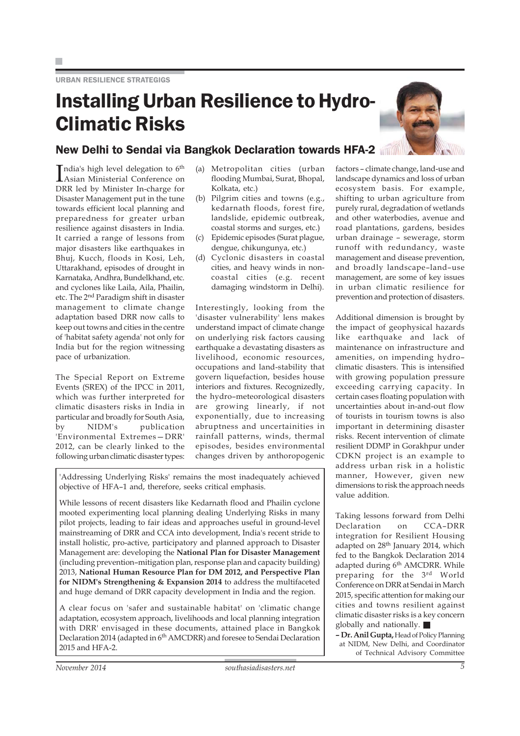URBAN RESILIENCE STRATEGIGS

# Installing Urban Resilience to Hydro-Climatic Risks

## New Delhi to Sendai via Bangkok Declaration towards HFA-2

India's high level delegation to 6th Asian Ministerial Conference on DRR led by Minister In-charge for Disaster Management put in the tune towards efficient local planning and preparedness for greater urban resilience against disasters in India. It carried a range of lessons from major disasters like earthquakes in Bhuj, Kucch, floods in Kosi, Leh, Uttarakhand, episodes of drought in Karnataka, Andhra, Bundelkhand, etc. and cyclones like Laila, Aila, Phailin, etc. The 2nd Paradigm shift in disaster management to climate change adaptation based DRR now calls to keep out towns and cities in the centre of 'habitat safety agenda' not only for India but for the region witnessing pace of urbanization.

The Special Report on Extreme Events (SREX) of the IPCC in 2011, which was further interpreted for climatic disasters risks in India in particular and broadly for South Asia, by NIDM's publication 'Environmental Extremes—DRR' 2012, can be clearly linked to the following urban climatic disaster types:

(a) Metropolitan cities (urban flooding Mumbai, Surat, Bhopal, Kolkata, etc.)
(b) Pilgrim cities and towns (e.g., kedarnath floods, forest fire, landslide, epidemic outbreak, coastal storms and surges, etc.)
(c) Epidemic episodes (Surat plague, dengue, chikungunya, etc.)
(d) Cyclonic disasters in coastal cities, and heavy winds in non-coastal cities (e.g. recent damaging windstorm in Delhi).

Interestingly, looking from the 'disaster vulnerability' lens makes understand impact of climate change on underlying risk factors causing earthquake a devastating disasters as livelihood, economic resources, occupations and land-stability that govern liquefaction, besides house interiors and fixtures. Recognizedly, the hydro–meteorological disasters are growing linearly, if not exponentially, due to increasing abruptness and uncertainities in rainfall patterns, winds, thermal episodes, besides environmental changes driven by anthoropogenic factors – climate change, land-use and landscape dynamics and loss of urban ecosystem basis. For example, shifting to urban agriculture from purely rural, degradation of wetlands and other waterbodies, avenue and road plantations, gardens, besides urban drainage – sewerage, storm runoff with redundancy, waste management and disease prevention, and broadly landscape–land–use management, are some of key issues in urban climatic resilience for prevention and protection of disasters.

Additional dimension is brought by the impact of geophysical hazards like earthquake and lack of maintenance on infrastructure and amenities, on impending hydro–climatic disasters. This is intensified with growing population pressure exceeding carrying capacity. In certain cases floating population with uncertainties about in-and-out flow of tourists in tourism towns is also important in determining disaster risks. Recent intervention of climate resilient DDMP in Gorakhpur under CDKN project is an example to address urban risk in a holistic manner, However, given new dimensions to risk the approach needs value addition.

Taking lessons forward from Delhi Declaration on CCA–DRR integration for Resilient Housing adapted on 28th January 2014, which fed to the Bangkok Declaration 2014 adapted during 6th AMCDRR. While preparing for the 3rd World Conference on DRR at Sendai in March 2015, specific attention for making our cities and towns resilient against climatic disaster risks is a key concern globally and nationally. ■

> 'Addressing Underlying Risks' remains the most inadequately achieved objective of HFA–1 and, therefore, seeks critical emphasis.
>
> While lessons of recent disasters like Kedarnath flood and Phailin cyclone mooted experimenting local planning dealing Underlying Risks in many pilot projects, leading to fair ideas and approaches useful in ground-level mainstreaming of DRR and CCA into development, India's recent stride to install holistic, pro-active, participatory and planned approach to Disaster Management are: developing the **National Plan for Disaster Management** (including prevention–mitigation plan, response plan and capacity building) 2013, **National Human Resource Plan for DM 2012, and Perspective Plan for NIDM's Strengthening & Expansion 2014** to address the multifaceted and huge demand of DRR capacity development in India and the region.
>
> A clear focus on 'safer and sustainable habitat' on 'climatic change adaptation, ecosystem approach, livelihoods and local planning integration with DRR' envisaged in these documents, attained place in Bangkok Declaration 2014 (adapted in 6th AMCDRR) and foresee to Sendai Declaration 2015 and HFA-2.

**– Dr. Anil Gupta,** Head of Policy Planning at NIDM, New Delhi, and Coordinator of Technical Advisory Committee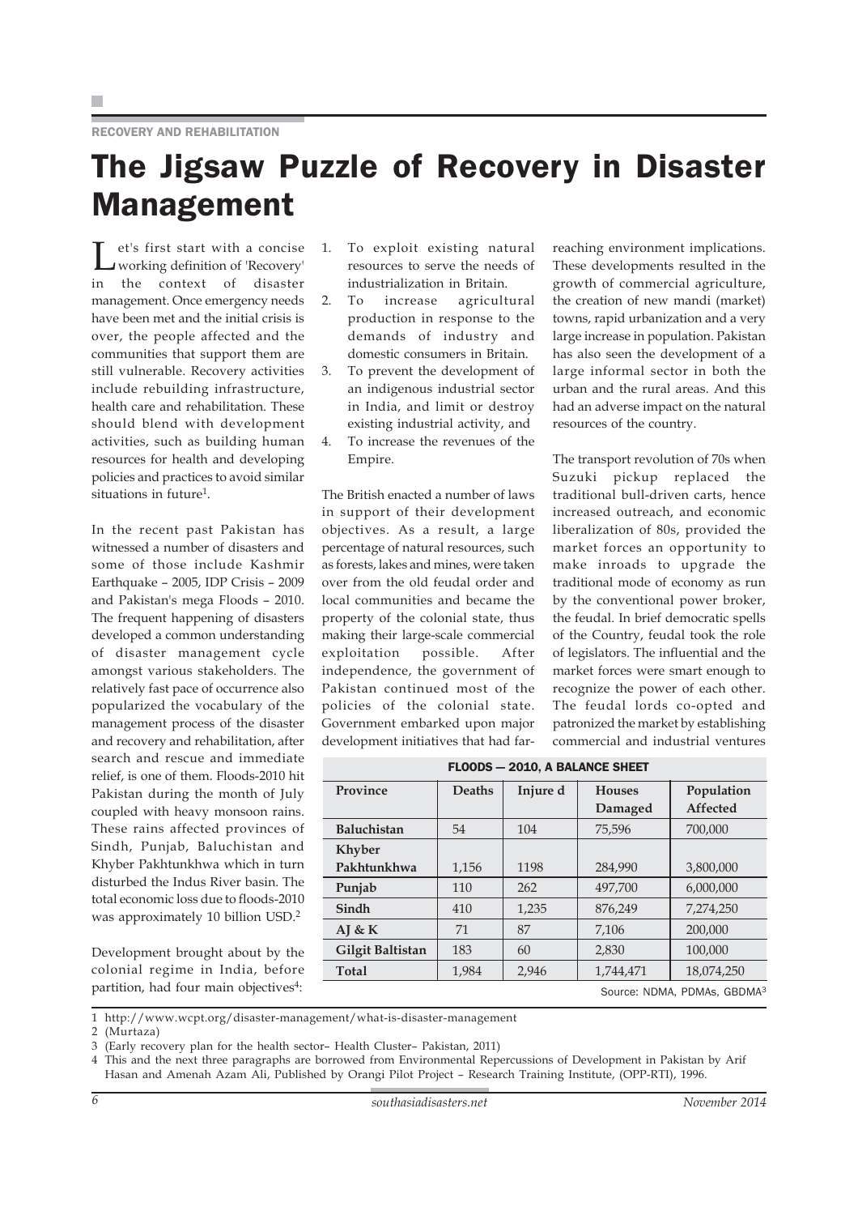RECOVERY AND REHABILITATION

# The Jigsaw Puzzle of Recovery in Disaster Management

Let's first start with a concise working definition of 'Recovery' in the context of disaster management. Once emergency needs have been met and the initial crisis is over, the people affected and the communities that support them are still vulnerable. Recovery activities include rebuilding infrastructure, health care and rehabilitation. These should blend with development activities, such as building human resources for health and developing policies and practices to avoid similar situations in future[1].

In the recent past Pakistan has witnessed a number of disasters and some of those include Kashmir Earthquake – 2005, IDP Crisis – 2009 and Pakistan's mega Floods – 2010. The frequent happening of disasters developed a common understanding of disaster management cycle amongst various stakeholders. The relatively fast pace of occurrence also popularized the vocabulary of the management process of the disaster and recovery and rehabilitation, after search and rescue and immediate relief, is one of them. Floods-2010 hit Pakistan during the month of July coupled with heavy monsoon rains. These rains affected provinces of Sindh, Punjab, Baluchistan and Khyber Pakhtunkhwa which in turn disturbed the Indus River basin. The total economic loss due to floods-2010 was approximately 10 billion USD.[2]

Development brought about by the colonial regime in India, before partition, had four main objectives[4]:

1. To exploit existing natural resources to serve the needs of industrialization in Britain.
2. To increase agricultural production in response to the demands of industry and domestic consumers in Britain.
3. To prevent the development of an indigenous industrial sector in India, and limit or destroy existing industrial activity, and
4. To increase the revenues of the Empire.

The British enacted a number of laws in support of their development objectives. As a result, a large percentage of natural resources, such as forests, lakes and mines, were taken over from the old feudal order and local communities and became the property of the colonial state, thus making their large-scale commercial exploitation possible. After independence, the government of Pakistan continued most of the policies of the colonial state. Government embarked upon major development initiatives that had far-reaching environment implications. These developments resulted in the growth of commercial agriculture, the creation of new mandi (market) towns, rapid urbanization and a very large increase in population. Pakistan has also seen the development of a large informal sector in both the urban and the rural areas. And this had an adverse impact on the natural resources of the country.

The transport revolution of 70s when Suzuki pickup replaced the traditional bull-driven carts, hence increased outreach, and economic liberalization of 80s, provided the market forces an opportunity to make inroads to upgrade the traditional mode of economy as run by the conventional power broker, the feudal. In brief democratic spells of the Country, feudal took the role of legislators. The influential and the market forces were smart enough to recognize the power of each other. The feudal lords co-opted and patronized the market by establishing commercial and industrial ventures

**FLOODS — 2010, A BALANCE SHEET**

| Province | Deaths | Injure d | Houses Damaged | Population Affected |
|---|---|---|---|---|
| **Baluchistan** | 54 | 104 | 75,596 | 700,000 |
| **Khyber Pakhtunkhwa** | 1,156 | 1198 | 284,990 | 3,800,000 |
| **Punjab** | 110 | 262 | 497,700 | 6,000,000 |
| **Sindh** | 410 | 1,235 | 876,249 | 7,274,250 |
| **AJ & K** | 71 | 87 | 7,106 | 200,000 |
| **Gilgit Baltistan** | 183 | 60 | 2,830 | 100,000 |
| **Total** | 1,984 | 2,946 | 1,744,471 | 18,074,250 |

Source: NDMA, PDMAs, GBDMA[3]

1 http://www.wcpt.org/disaster-management/what-is-disaster-management

2 (Murtaza)

3 (Early recovery plan for the health sector– Health Cluster– Pakistan, 2011)

4 This and the next three paragraphs are borrowed from Environmental Repercussions of Development in Pakistan by Arif Hasan and Amenah Azam Ali, Published by Orangi Pilot Project – Research Training Institute, (OPP-RTI), 1996.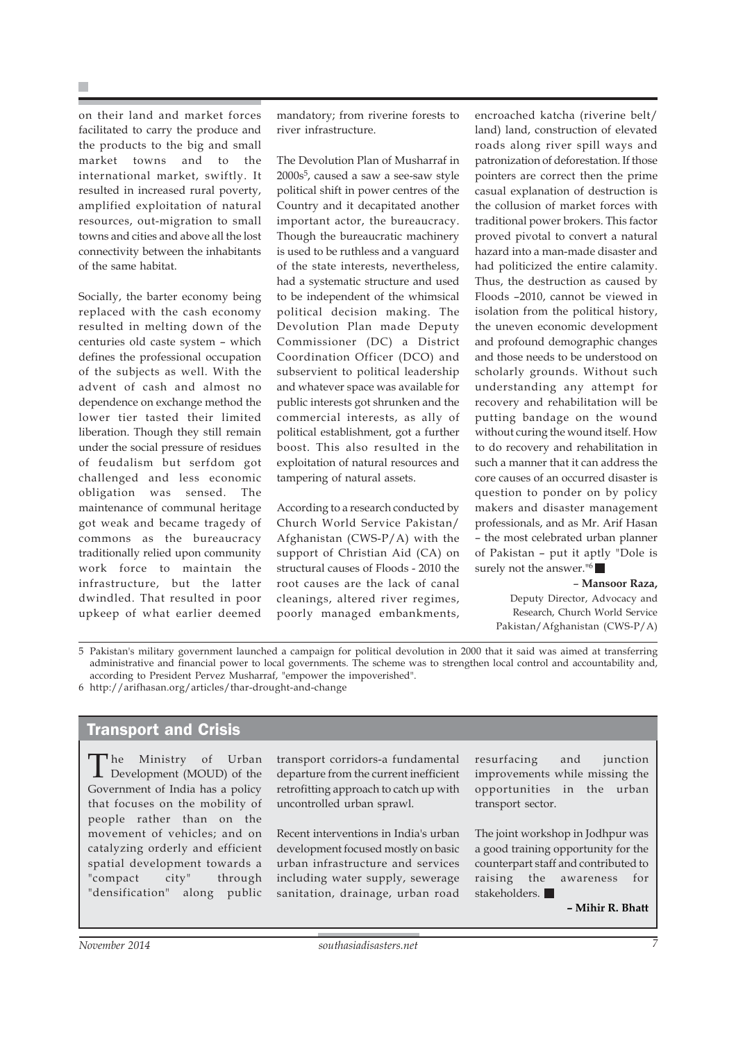on their land and market forces facilitated to carry the produce and the products to the big and small market towns and to the international market, swiftly. It resulted in increased rural poverty, amplified exploitation of natural resources, out-migration to small towns and cities and above all the lost connectivity between the inhabitants of the same habitat.

Socially, the barter economy being replaced with the cash economy resulted in melting down of the centuries old caste system – which defines the professional occupation of the subjects as well. With the advent of cash and almost no dependence on exchange method the lower tier tasted their limited liberation. Though they still remain under the social pressure of residues of feudalism but serfdom got challenged and less economic obligation was sensed. The maintenance of communal heritage got weak and became tragedy of commons as the bureaucracy traditionally relied upon community work force to maintain the infrastructure, but the latter dwindled. That resulted in poor upkeep of what earlier deemed mandatory; from riverine forests to river infrastructure.

The Devolution Plan of Musharraf in 2000s[5], caused a saw a see-saw style political shift in power centres of the Country and it decapitated another important actor, the bureaucracy. Though the bureaucratic machinery is used to be ruthless and a vanguard of the state interests, nevertheless, had a systematic structure and used to be independent of the whimsical political decision making. The Devolution Plan made Deputy Commissioner (DC) a District Coordination Officer (DCO) and subservient to political leadership and whatever space was available for public interests got shrunken and the commercial interests, as ally of political establishment, got a further boost. This also resulted in the exploitation of natural resources and tampering of natural assets.

According to a research conducted by Church World Service Pakistan/Afghanistan (CWS-P/A) with the support of Christian Aid (CA) on structural causes of Floods - 2010 the root causes are the lack of canal cleanings, altered river regimes, poorly managed embankments, encroached katcha (riverine belt/land) land, construction of elevated roads along river spill ways and patronization of deforestation. If those pointers are correct then the prime casual explanation of destruction is the collusion of market forces with traditional power brokers. This factor proved pivotal to convert a natural hazard into a man-made disaster and had politicized the entire calamity. Thus, the destruction as caused by Floods –2010, cannot be viewed in isolation from the political history, the uneven economic development and profound demographic changes and those needs to be understood on scholarly grounds. Without such understanding any attempt for recovery and rehabilitation will be putting bandage on the wound without curing the wound itself. How to do recovery and rehabilitation in such a manner that it can address the core causes of an occurred disaster is question to ponder on by policy makers and disaster management professionals, and as Mr. Arif Hasan – the most celebrated urban planner of Pakistan – put it aptly "Dole is surely not the answer."[6] ■

**– Mansoor Raza,**
Deputy Director, Advocacy and Research, Church World Service Pakistan/Afghanistan (CWS-P/A)

5 Pakistan's military government launched a campaign for political devolution in 2000 that it said was aimed at transferring administrative and financial power to local governments. The scheme was to strengthen local control and accountability and, according to President Pervez Musharraf, "empower the impoverished".

6 http://arifhasan.org/articles/thar-drought-and-change

## Transport and Crisis

The Ministry of Urban Development (MOUD) of the Government of India has a policy that focuses on the mobility of people rather than on the movement of vehicles; and on catalyzing orderly and efficient spatial development towards a "compact city" through "densification" along public transport corridors-a fundamental departure from the current inefficient retrofitting approach to catch up with uncontrolled urban sprawl.

Recent interventions in India's urban development focused mostly on basic urban infrastructure and services including water supply, sewerage sanitation, drainage, urban road resurfacing and junction improvements while missing the opportunities in the urban transport sector.

The joint workshop in Jodhpur was a good training opportunity for the counterpart staff and contributed to raising the awareness for stakeholders. ■

**– Mihir R. Bhatt**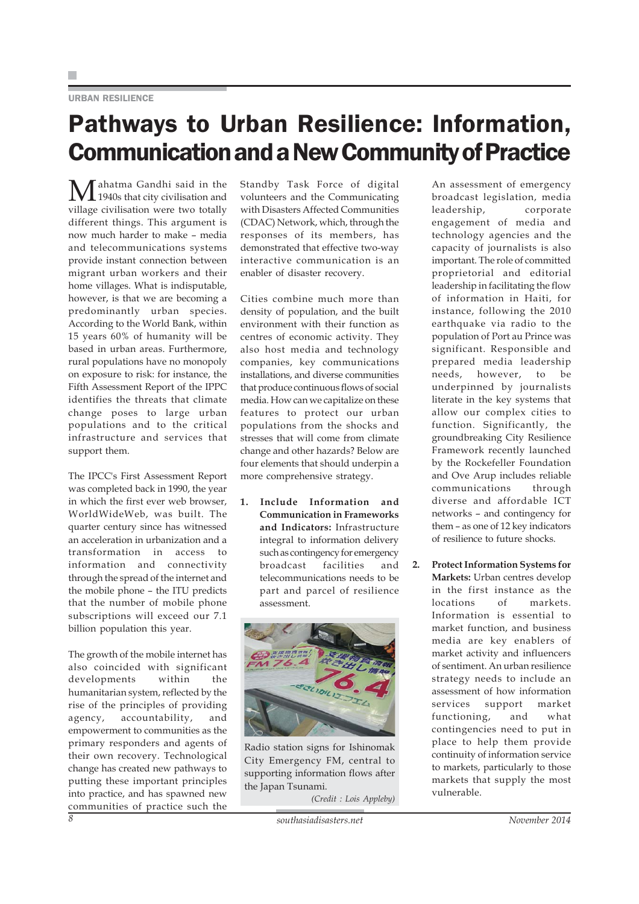URBAN RESILIENCE

# Pathways to Urban Resilience: Information, Communication and a New Community of Practice

Mahatma Gandhi said in the 1940s that city civilisation and village civilisation were two totally different things. This argument is now much harder to make – media and telecommunications systems provide instant connection between migrant urban workers and their home villages. What is indisputable, however, is that we are becoming a predominantly urban species. According to the World Bank, within 15 years 60% of humanity will be based in urban areas. Furthermore, rural populations have no monopoly on exposure to risk: for instance, the Fifth Assessment Report of the IPPC identifies the threats that climate change poses to large urban populations and to the critical infrastructure and services that support them.

The IPCC's First Assessment Report was completed back in 1990, the year in which the first ever web browser, WorldWideWeb, was built. The quarter century since has witnessed an acceleration in urbanization and a transformation in access to information and connectivity through the spread of the internet and the mobile phone – the ITU predicts that the number of mobile phone subscriptions will exceed our 7.1 billion population this year.

The growth of the mobile internet has also coincided with significant developments within the humanitarian system, reflected by the rise of the principles of providing agency, accountability, and empowerment to communities as the primary responders and agents of their own recovery. Technological change has created new pathways to putting these important principles into practice, and has spawned new communities of practice such the Standby Task Force of digital volunteers and the Communicating with Disasters Affected Communities (CDAC) Network, which, through the responses of its members, has demonstrated that effective two-way interactive communication is an enabler of disaster recovery.

Cities combine much more than density of population, and the built environment with their function as centres of economic activity. They also host media and technology companies, key communications installations, and diverse communities that produce continuous flows of social media. How can we capitalize on these features to protect our urban populations from the shocks and stresses that will come from climate change and other hazards? Below are four elements that should underpin a more comprehensive strategy.

1. **Include Information and Communication in Frameworks and Indicators:** Infrastructure integral to information delivery such as contingency for emergency broadcast facilities and telecommunications needs to be part and parcel of resilience assessment.

Radio station signs for Ishinomak City Emergency FM, central to supporting information flows after the Japan Tsunami.
*(Credit : Lois Appleby)*

An assessment of emergency broadcast legislation, media leadership, corporate engagement of media and technology agencies and the capacity of journalists is also important. The role of committed proprietorial and editorial leadership in facilitating the flow of information in Haiti, for instance, following the 2010 earthquake via radio to the population of Port au Prince was significant. Responsible and prepared media leadership needs, however, to be underpinned by journalists literate in the key systems that allow our complex cities to function. Significantly, the groundbreaking City Resilience Framework recently launched by the Rockefeller Foundation and Ove Arup includes reliable communications through diverse and affordable ICT networks – and contingency for them – as one of 12 key indicators of resilience to future shocks.

2. **Protect Information Systems for Markets:** Urban centres develop in the first instance as the locations of markets. Information is essential to market function, and business media are key enablers of market activity and influencers of sentiment. An urban resilience strategy needs to include an assessment of how information services support market functioning, and what contingencies need to put in place to help them provide continuity of information service to markets, particularly to those markets that supply the most vulnerable.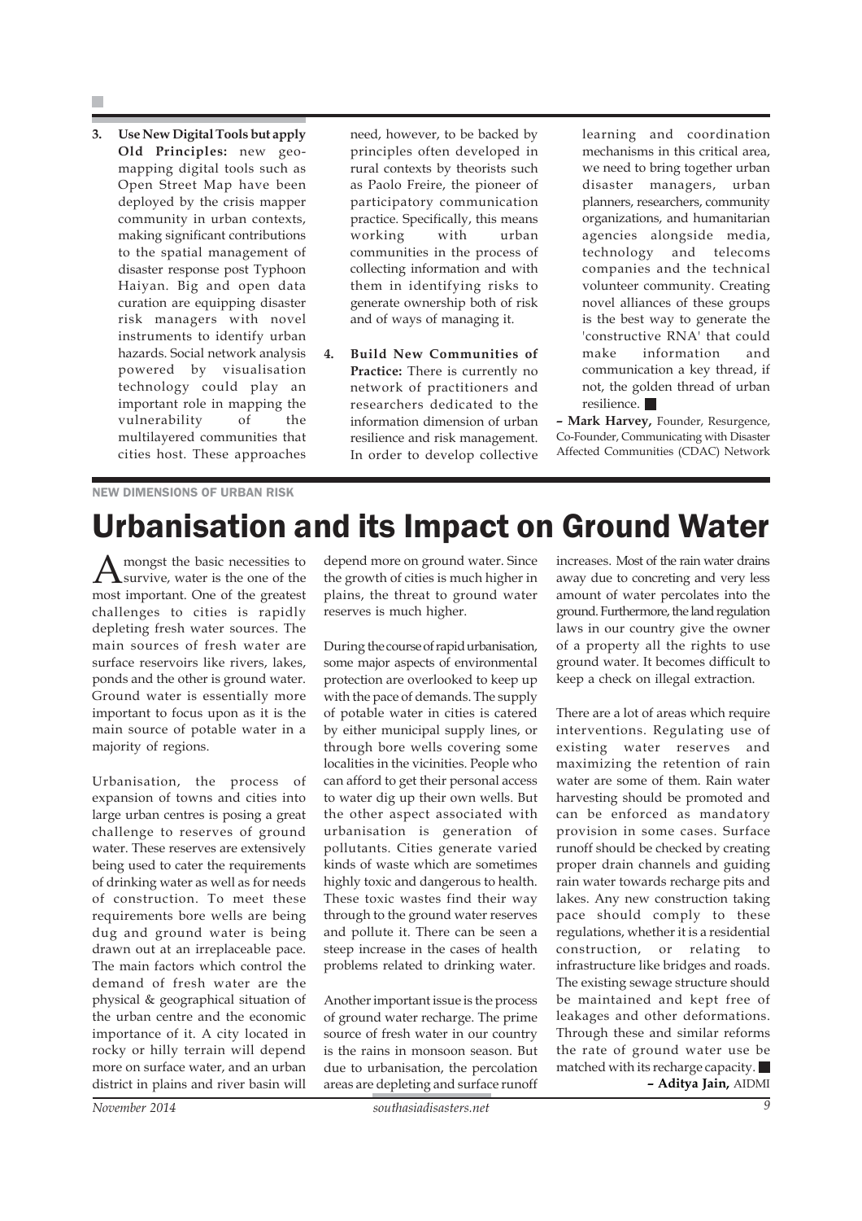3. **Use New Digital Tools but apply Old Principles:** new geo-mapping digital tools such as Open Street Map have been deployed by the crisis mapper community in urban contexts, making significant contributions to the spatial management of disaster response post Typhoon Haiyan. Big and open data curation are equipping disaster risk managers with novel instruments to identify urban hazards. Social network analysis powered by visualisation technology could play an important role in mapping the vulnerability of the multilayered communities that cities host. These approaches need, however, to be backed by principles often developed in rural contexts by theorists such as Paolo Freire, the pioneer of participatory communication practice. Specifically, this means working with urban communities in the process of collecting information and with them in identifying risks to generate ownership both of risk and of ways of managing it.

4. **Build New Communities of Practice:** There is currently no network of practitioners and researchers dedicated to the information dimension of urban resilience and risk management. In order to develop collective learning and coordination mechanisms in this critical area, we need to bring together urban disaster managers, urban planners, researchers, community organizations, and humanitarian agencies alongside media, technology and telecoms companies and the technical volunteer community. Creating novel alliances of these groups is the best way to generate the 'constructive RNA' that could make information and communication a key thread, if not, the golden thread of urban resilience. ■

**– Mark Harvey,** Founder, Resurgence, Co-Founder, Communicating with Disaster Affected Communities (CDAC) Network

NEW DIMENSIONS OF URBAN RISK

# Urbanisation and its Impact on Ground Water

Amongst the basic necessities to survive, water is the one of the most important. One of the greatest challenges to cities is rapidly depleting fresh water sources. The main sources of fresh water are surface reservoirs like rivers, lakes, ponds and the other is ground water. Ground water is essentially more important to focus upon as it is the main source of potable water in a majority of regions.

Urbanisation, the process of expansion of towns and cities into large urban centres is posing a great challenge to reserves of ground water. These reserves are extensively being used to cater the requirements of drinking water as well as for needs of construction. To meet these requirements bore wells are being dug and ground water is being drawn out at an irreplaceable pace. The main factors which control the demand of fresh water are the physical & geographical situation of the urban centre and the economic importance of it. A city located in rocky or hilly terrain will depend more on surface water, and an urban district in plains and river basin will depend more on ground water. Since the growth of cities is much higher in plains, the threat to ground water reserves is much higher.

During the course of rapid urbanisation, some major aspects of environmental protection are overlooked to keep up with the pace of demands. The supply of potable water in cities is catered by either municipal supply lines, or through bore wells covering some localities in the vicinities. People who can afford to get their personal access to water dig up their own wells. But the other aspect associated with urbanisation is generation of pollutants. Cities generate varied kinds of waste which are sometimes highly toxic and dangerous to health. These toxic wastes find their way through to the ground water reserves and pollute it. There can be seen a steep increase in the cases of health problems related to drinking water.

Another important issue is the process of ground water recharge. The prime source of fresh water in our country is the rains in monsoon season. But due to urbanisation, the percolation areas are depleting and surface runoff increases. Most of the rain water drains away due to concreting and very less amount of water percolates into the ground. Furthermore, the land regulation laws in our country give the owner of a property all the rights to use ground water. It becomes difficult to keep a check on illegal extraction.

There are a lot of areas which require interventions. Regulating use of existing water reserves and maximizing the retention of rain water are some of them. Rain water harvesting should be promoted and can be enforced as mandatory provision in some cases. Surface runoff should be checked by creating proper drain channels and guiding rain water towards recharge pits and lakes. Any new construction taking pace should comply to these regulations, whether it is a residential construction, or relating to infrastructure like bridges and roads. The existing sewage structure should be maintained and kept free of leakages and other deformations. Through these and similar reforms the rate of ground water use be matched with its recharge capacity. ■

**– Aditya Jain,** AIDMI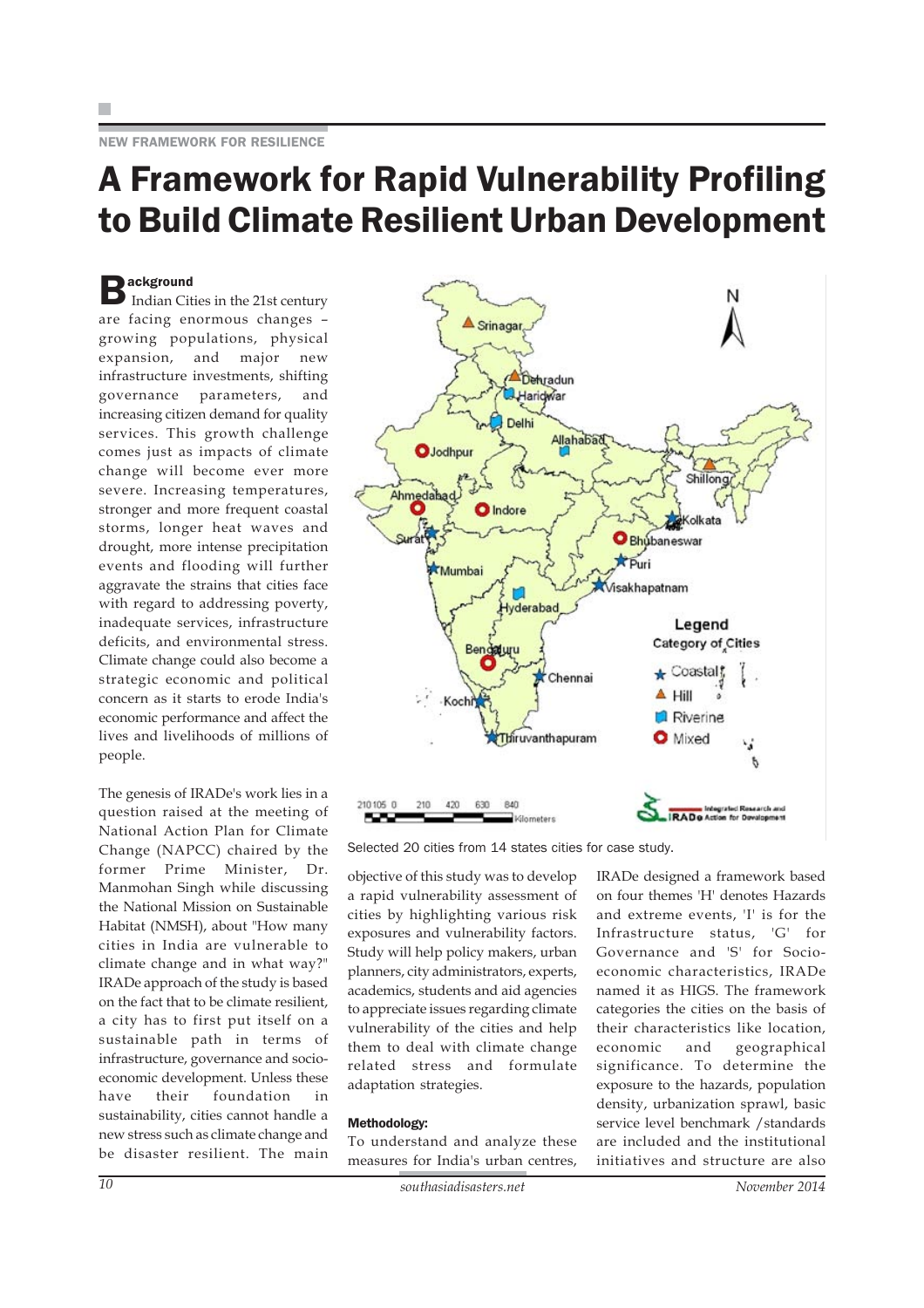NEW FRAMEWORK FOR RESILIENCE

# A Framework for Rapid Vulnerability Profiling to Build Climate Resilient Urban Development

## Background

Indian Cities in the 21st century are facing enormous changes – growing populations, physical expansion, and major new infrastructure investments, shifting governance parameters, and increasing citizen demand for quality services. This growth challenge comes just as impacts of climate change will become ever more severe. Increasing temperatures, stronger and more frequent coastal storms, longer heat waves and drought, more intense precipitation events and flooding will further aggravate the strains that cities face with regard to addressing poverty, inadequate services, infrastructure deficits, and environmental stress. Climate change could also become a strategic economic and political concern as it starts to erode India's economic performance and affect the lives and livelihoods of millions of people.

The genesis of IRADe's work lies in a question raised at the meeting of National Action Plan for Climate Change (NAPCC) chaired by the former Prime Minister, Dr. Manmohan Singh while discussing the National Mission on Sustainable Habitat (NMSH), about "How many cities in India are vulnerable to climate change and in what way?" IRADe approach of the study is based on the fact that to be climate resilient, a city has to first put itself on a sustainable path in terms of infrastructure, governance and socio-economic development. Unless these have their foundation in sustainability, cities cannot handle a new stress such as climate change and be disaster resilient. The main objective of this study was to develop a rapid vulnerability assessment of cities by highlighting various risk exposures and vulnerability factors. Study will help policy makers, urban planners, city administrators, experts, academics, students and aid agencies to appreciate issues regarding climate vulnerability of the cities and help them to deal with climate change related stress and formulate adaptation strategies.

Selected 20 cities from 14 states cities for case study.

### Methodology:

To understand and analyze these measures for India's urban centres, IRADe designed a framework based on four themes 'H' denotes Hazards and extreme events, 'I' is for the Infrastructure status, 'G' for Governance and 'S' for Socio-economic characteristics, IRADe named it as HIGS. The framework categories the cities on the basis of their characteristics like location, economic and geographical significance. To determine the exposure to the hazards, population density, urbanization sprawl, basic service level benchmark /standards are included and the institutional initiatives and structure are also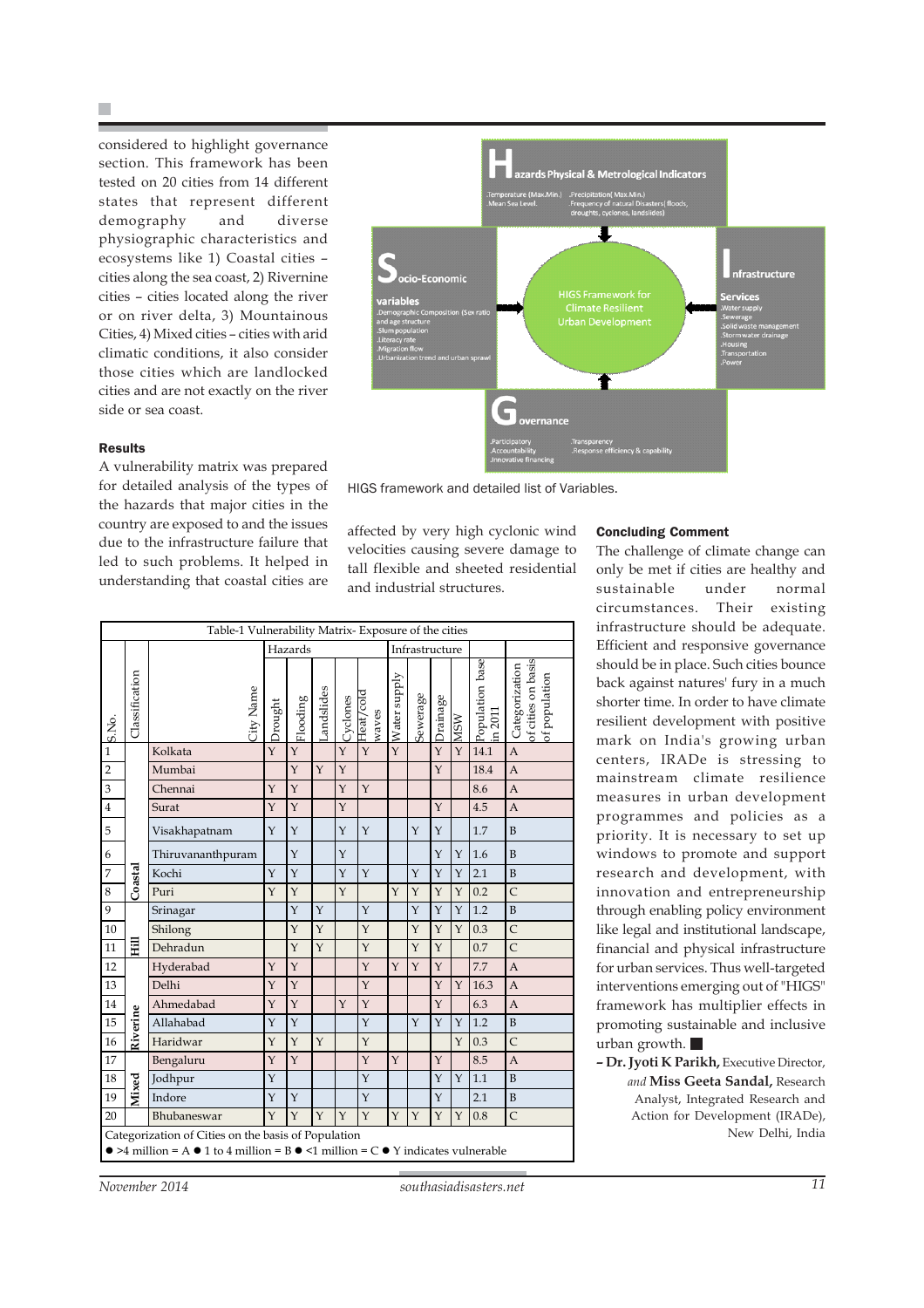considered to highlight governance section. This framework has been tested on 20 cities from 14 different states that represent different demography and diverse physiographic characteristics and ecosystems like 1) Coastal cities – cities along the sea coast, 2) Rivernine cities – cities located along the river or on river delta, 3) Mountainous Cities, 4) Mixed cities – cities with arid climatic conditions, it also consider those cities which are landlocked cities and are not exactly on the river side or sea coast.

**Hazards Physical & Metrological Indicators**
.Temperature (Max.Min.) .Mean Sea Level. .Precipitation( Max.Min.) .Frequency of natural Disasters( floods, droughts, cyclones, landslides)

**Socio-Economic variables**
.Demographic Composition (Sex ratio and age structure .Slum population .Literacy rate .Migration flow .Urbanization trend and urban sprawl

**HIGS Framework for Climate Resilient Urban Development**

**Infrastructure Services**
.Water supply .Sewerage .Solid waste management .Stormwater drainage .Housing .Transportation .Power

**Governance**
.Participatory .Accountability .Innovative financing .Transparency .Response efficiency & capability

HIGS framework and detailed list of Variables.

### Results

A vulnerability matrix was prepared for detailed analysis of the types of the hazards that major cities in the country are exposed to and the issues due to the infrastructure failure that led to such problems. It helped in understanding that coastal cities are affected by very high cyclonic wind velocities causing severe damage to tall flexible and sheeted residential and industrial structures.

Table-1 Vulnerability Matrix- Exposure of the cities

| S.No. | Classification | City Name | Hazards | | | | | Infrastructure | | | | Population base in 2011 | Categorization of cities on basis of population |
|---|---|---|---|---|---|---|---|---|---|---|---|---|---|
| | | | Drought | Flooding | Landslides | Cyclones | Heat/cold waves | Water supply | Sewerage | Drainage | MSW | | |
| 1 | Coastal | Kolkata | Y | Y | | Y | Y | Y | | Y | Y | 14.1 | A |
| 2 | Coastal | Mumbai | | Y | Y | Y | | | | Y | | 18.4 | A |
| 3 | Coastal | Chennai | Y | Y | | Y | Y | | | | | 8.6 | A |
| 4 | Coastal | Surat | Y | Y | | Y | | | | Y | | 4.5 | A |
| 5 | Coastal | Visakhapatnam | Y | Y | | Y | Y | | Y | Y | | 1.7 | B |
| 6 | Coastal | Thiruvananthpuram | | Y | | Y | | | | Y | Y | 1.6 | B |
| 7 | Coastal | Kochi | Y | Y | | Y | Y | | Y | Y | Y | 2.1 | B |
| 8 | Coastal | Puri | Y | Y | | Y | | Y | Y | Y | Y | 0.2 | C |
| 9 | Hill | Srinagar | | Y | Y | | Y | | Y | Y | Y | 1.2 | B |
| 10 | Hill | Shilong | | Y | Y | | Y | | Y | Y | Y | 0.3 | C |
| 11 | Hill | Dehradun | | Y | Y | | Y | | Y | Y | | 0.7 | C |
| 12 | Riverine | Hyderabad | Y | Y | | | Y | Y | Y | Y | | 7.7 | A |
| 13 | Riverine | Delhi | Y | Y | | | Y | | | Y | Y | 16.3 | A |
| 14 | Riverine | Ahmedabad | Y | Y | | Y | Y | | | Y | | 6.3 | A |
| 15 | Riverine | Allahabad | Y | Y | | | Y | | Y | Y | Y | 1.2 | B |
| 16 | Riverine | Haridwar | Y | Y | Y | | Y | | | | Y | 0.3 | C |
| 17 | Mixed | Bengaluru | Y | Y | | | Y | Y | | Y | | 8.5 | A |
| 18 | Mixed | Jodhpur | Y | | | | Y | | | Y | Y | 1.1 | B |
| 19 | Mixed | Indore | Y | Y | | | Y | | | Y | | 2.1 | B |
| 20 | Mixed | Bhubaneswar | Y | Y | Y | Y | Y | Y | Y | Y | Y | 0.8 | C |

Categorization of Cities on the basis of Population
● >4 million = A ● 1 to 4 million = B ● <1 million = C ● Y indicates vulnerable

### Concluding Comment

The challenge of climate change can only be met if cities are healthy and sustainable under normal circumstances. Their existing infrastructure should be adequate. Efficient and responsive governance should be in place. Such cities bounce back against natures' fury in a much shorter time. In order to have climate resilient development with positive mark on India's growing urban centers, IRADe is stressing to mainstream climate resilience measures in urban development programmes and policies as a priority. It is necessary to set up windows to promote and support research and development, with innovation and entrepreneurship through enabling policy environment like legal and institutional landscape, financial and physical infrastructure for urban services. Thus well-targeted interventions emerging out of "HIGS" framework has multiplier effects in promoting sustainable and inclusive urban growth. ■

– **Dr. Jyoti K Parikh,** Executive Director, *and* **Miss Geeta Sandal,** Research Analyst, Integrated Research and Action for Development (IRADe), New Delhi, India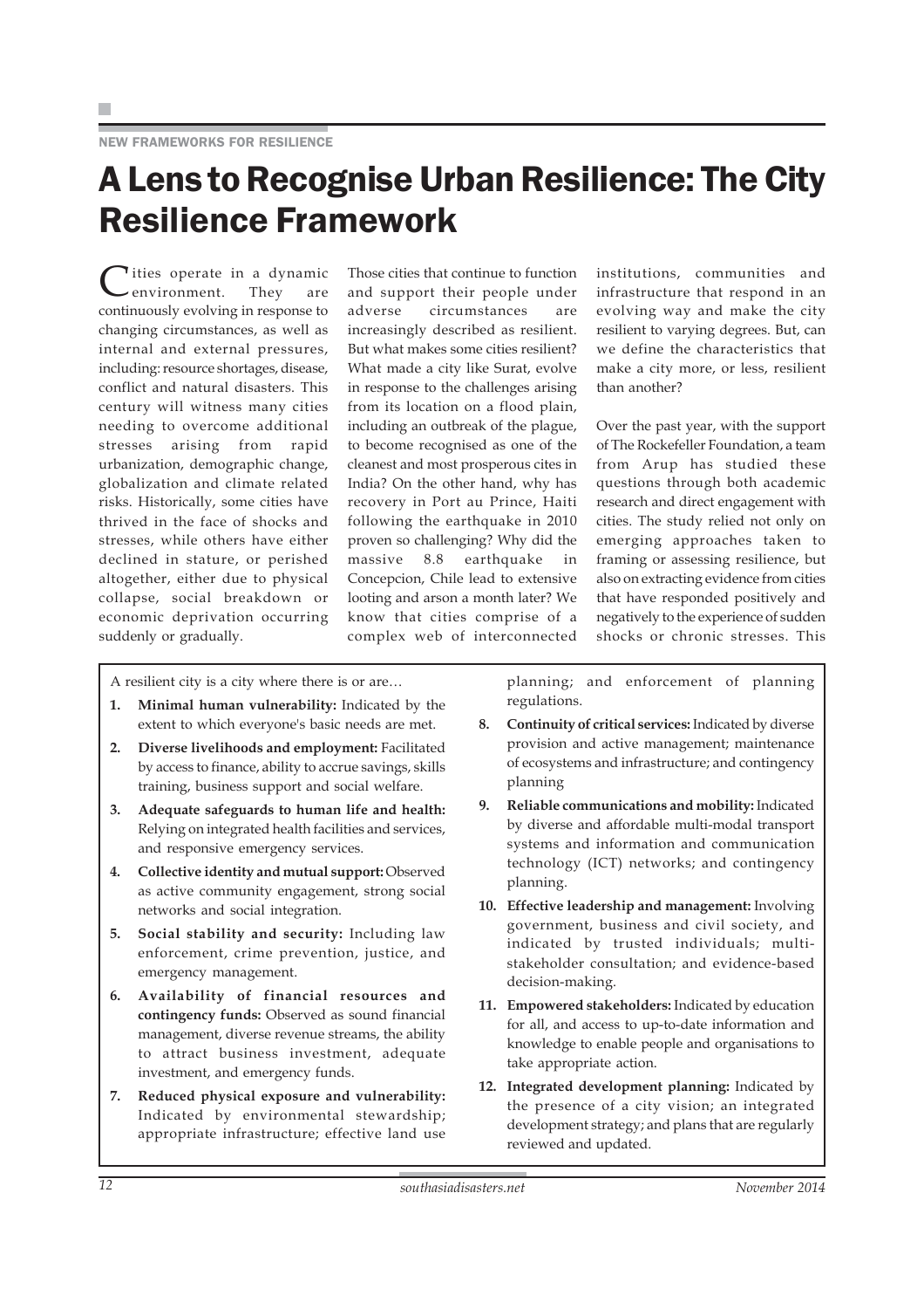NEW FRAMEWORKS FOR RESILIENCE

# A Lens to Recognise Urban Resilience: The City Resilience Framework

Cities operate in a dynamic environment. They are continuously evolving in response to changing circumstances, as well as internal and external pressures, including: resource shortages, disease, conflict and natural disasters. This century will witness many cities needing to overcome additional stresses arising from rapid urbanization, demographic change, globalization and climate related risks. Historically, some cities have thrived in the face of shocks and stresses, while others have either declined in stature, or perished altogether, either due to physical collapse, social breakdown or economic deprivation occurring suddenly or gradually.

Those cities that continue to function and support their people under adverse circumstances are increasingly described as resilient. But what makes some cities resilient? What made a city like Surat, evolve in response to the challenges arising from its location on a flood plain, including an outbreak of the plague, to become recognised as one of the cleanest and most prosperous cites in India? On the other hand, why has recovery in Port au Prince, Haiti following the earthquake in 2010 proven so challenging? Why did the massive 8.8 earthquake in Concepcion, Chile lead to extensive looting and arson a month later? We know that cities comprise of a complex web of interconnected institutions, communities and infrastructure that respond in an evolving way and make the city resilient to varying degrees. But, can we define the characteristics that make a city more, or less, resilient than another?

Over the past year, with the support of The Rockefeller Foundation, a team from Arup has studied these questions through both academic research and direct engagement with cities. The study relied not only on emerging approaches taken to framing or assessing resilience, but also on extracting evidence from cities that have responded positively and negatively to the experience of sudden shocks or chronic stresses. This

A resilient city is a city where there is or are…

1. **Minimal human vulnerability:** Indicated by the extent to which everyone's basic needs are met.
2. **Diverse livelihoods and employment:** Facilitated by access to finance, ability to accrue savings, skills training, business support and social welfare.
3. **Adequate safeguards to human life and health:** Relying on integrated health facilities and services, and responsive emergency services.
4. **Collective identity and mutual support:** Observed as active community engagement, strong social networks and social integration.
5. **Social stability and security:** Including law enforcement, crime prevention, justice, and emergency management.
6. **Availability of financial resources and contingency funds:** Observed as sound financial management, diverse revenue streams, the ability to attract business investment, adequate investment, and emergency funds.
7. **Reduced physical exposure and vulnerability:** Indicated by environmental stewardship; appropriate infrastructure; effective land use planning; and enforcement of planning regulations.
8. **Continuity of critical services:** Indicated by diverse provision and active management; maintenance of ecosystems and infrastructure; and contingency planning
9. **Reliable communications and mobility:** Indicated by diverse and affordable multi-modal transport systems and information and communication technology (ICT) networks; and contingency planning.
10. **Effective leadership and management:** Involving government, business and civil society, and indicated by trusted individuals; multi-stakeholder consultation; and evidence-based decision-making.
11. **Empowered stakeholders:** Indicated by education for all, and access to up-to-date information and knowledge to enable people and organisations to take appropriate action.
12. **Integrated development planning:** Indicated by the presence of a city vision; an integrated development strategy; and plans that are regularly reviewed and updated.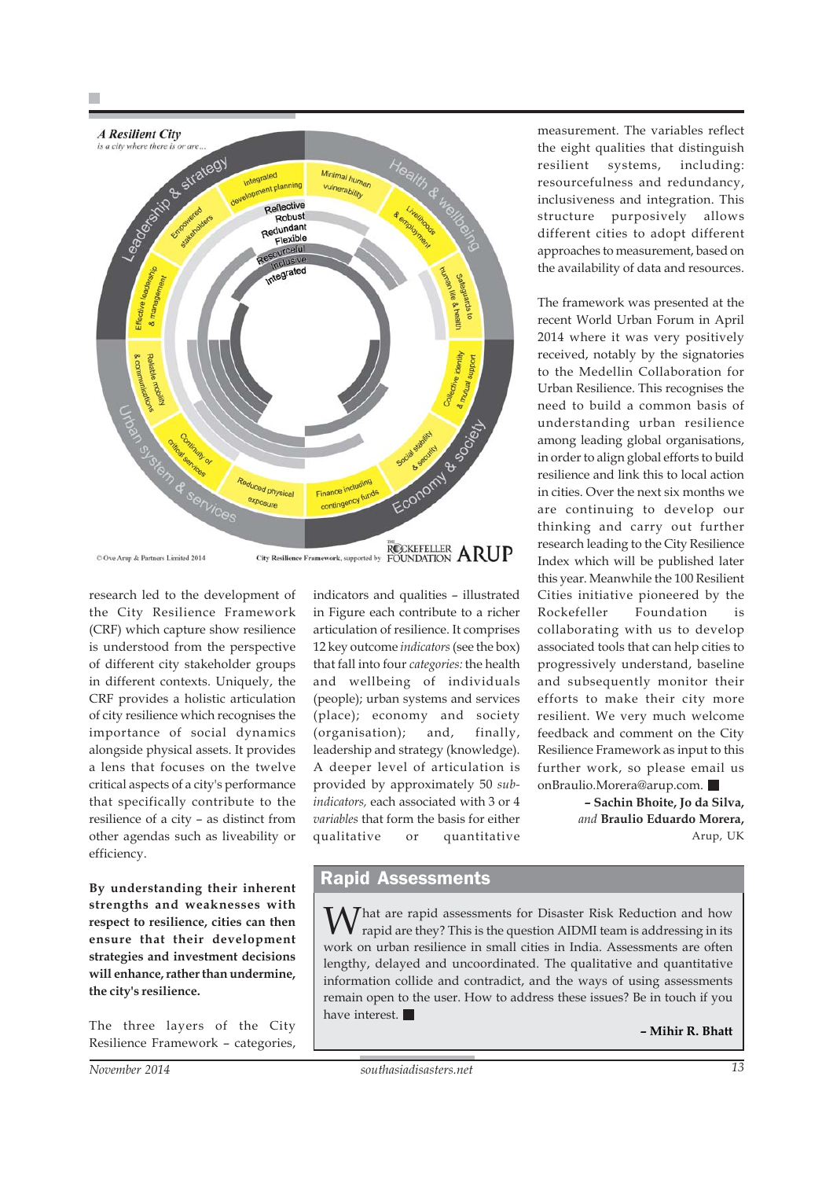**A Resilient City**
*is a city where there is or are...*

Leadership & strategy · Health & wellbeing · Economy & society · Urban system & services

Integrated development planning · Minimal human vulnerability · Livelihoods & employment · Safeguards to human life & health · Collective identity & mutual support · Social stability & security · Finance including contingency funds · Reduced physical exposure · Continuity of critical services · Reliable mobility & communications · Effective leadership & management · Empowered stakeholders

Reflective · Robust · Redundant · Flexible · Resourceful · Inclusive · Integrated

© Ove Arup & Partners Limited 2014 — City Resilience Framework, supported by The Rockefeller Foundation, ARUP

research led to the development of the City Resilience Framework (CRF) which capture show resilience is understood from the perspective of different city stakeholder groups in different contexts. Uniquely, the CRF provides a holistic articulation of city resilience which recognises the importance of social dynamics alongside physical assets. It provides a lens that focuses on the twelve critical aspects of a city's performance that specifically contribute to the resilience of a city – as distinct from other agendas such as liveability or efficiency.

**By understanding their inherent strengths and weaknesses with respect to resilience, cities can then ensure that their development strategies and investment decisions will enhance, rather than undermine, the city's resilience.**

The three layers of the City Resilience Framework – categories, indicators and qualities – illustrated in Figure each contribute to a richer articulation of resilience. It comprises 12 key outcome *indicators* (see the box) that fall into four *categories:* the health and wellbeing of individuals (people); urban systems and services (place); economy and society (organisation); and, finally, leadership and strategy (knowledge). A deeper level of articulation is provided by approximately 50 *sub-indicators,* each associated with 3 or 4 *variables* that form the basis for either qualitative or quantitative measurement. The variables reflect the eight qualities that distinguish resilient systems, including: resourcefulness and redundancy, inclusiveness and integration. This structure purposively allows different cities to adopt different approaches to measurement, based on the availability of data and resources.

The framework was presented at the recent World Urban Forum in April 2014 where it was very positively received, notably by the signatories to the Medellin Collaboration for Urban Resilience. This recognises the need to build a common basis of understanding urban resilience among leading global organisations, in order to align global efforts to build resilience and link this to local action in cities. Over the next six months we are continuing to develop our thinking and carry out further research leading to the City Resilience Index which will be published later this year. Meanwhile the 100 Resilient Cities initiative pioneered by the Rockefeller Foundation is collaborating with us to develop associated tools that can help cities to progressively understand, baseline and subsequently monitor their efforts to make their city more resilient. We very much welcome feedback and comment on the City Resilience Framework as input to this further work, so please email us onBraulio.Morera@arup.com. ■

**– Sachin Bhoite, Jo da Silva,** *and* **Braulio Eduardo Morera,**
Arup, UK

## Rapid Assessments

What are rapid assessments for Disaster Risk Reduction and how rapid are they? This is the question AIDMI team is addressing in its work on urban resilience in small cities in India. Assessments are often lengthy, delayed and uncoordinated. The qualitative and quantitative information collide and contradict, and the ways of using assessments remain open to the user. How to address these issues? Be in touch if you have interest. ■

**– Mihir R. Bhatt**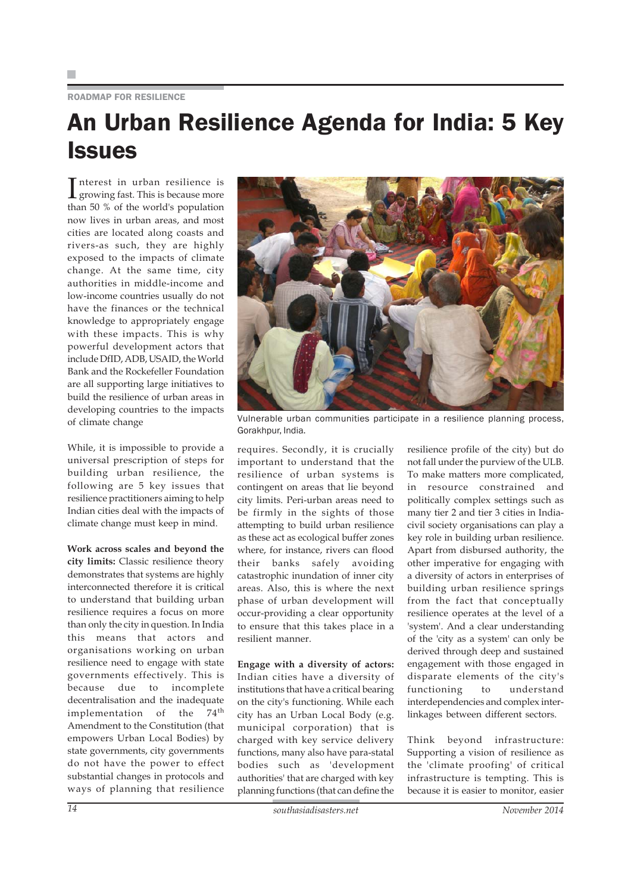ROADMAP FOR RESILIENCE

# An Urban Resilience Agenda for India: 5 Key Issues

Interest in urban resilience is growing fast. This is because more than 50 % of the world's population now lives in urban areas, and most cities are located along coasts and rivers-as such, they are highly exposed to the impacts of climate change. At the same time, city authorities in middle-income and low-income countries usually do not have the finances or the technical knowledge to appropriately engage with these impacts. This is why powerful development actors that include DfID, ADB, USAID, the World Bank and the Rockefeller Foundation are all supporting large initiatives to build the resilience of urban areas in developing countries to the impacts of climate change

Vulnerable urban communities participate in a resilience planning process, Gorakhpur, India.

While, it is impossible to provide a universal prescription of steps for building urban resilience, the following are 5 key issues that resilience practitioners aiming to help Indian cities deal with the impacts of climate change must keep in mind.

**Work across scales and beyond the city limits:** Classic resilience theory demonstrates that systems are highly interconnected therefore it is critical to understand that building urban resilience requires a focus on more than only the city in question. In India this means that actors and organisations working on urban resilience need to engage with state governments effectively. This is because due to incomplete decentralisation and the inadequate implementation of the 74th Amendment to the Constitution (that empowers Urban Local Bodies) by state governments, city governments do not have the power to effect substantial changes in protocols and ways of planning that resilience requires. Secondly, it is crucially important to understand that the resilience of urban systems is contingent on areas that lie beyond city limits. Peri-urban areas need to be firmly in the sights of those attempting to build urban resilience as these act as ecological buffer zones where, for instance, rivers can flood their banks safely avoiding catastrophic inundation of inner city areas. Also, this is where the next phase of urban development will occur-providing a clear opportunity to ensure that this takes place in a resilient manner.

**Engage with a diversity of actors:** Indian cities have a diversity of institutions that have a critical bearing on the city's functioning. While each city has an Urban Local Body (e.g. municipal corporation) that is charged with key service delivery functions, many also have para-statal bodies such as 'development authorities' that are charged with key planning functions (that can define the resilience profile of the city) but do not fall under the purview of the ULB. To make matters more complicated, in resource constrained and politically complex settings such as many tier 2 and tier 3 cities in India-civil society organisations can play a key role in building urban resilience. Apart from disbursed authority, the other imperative for engaging with a diversity of actors in enterprises of building urban resilience springs from the fact that conceptually resilience operates at the level of a 'system'. And a clear understanding of the 'city as a system' can only be derived through deep and sustained engagement with those engaged in disparate elements of the city's functioning to understand interdependencies and complex inter-linkages between different sectors.

Think beyond infrastructure: Supporting a vision of resilience as the 'climate proofing' of critical infrastructure is tempting. This is because it is easier to monitor, easier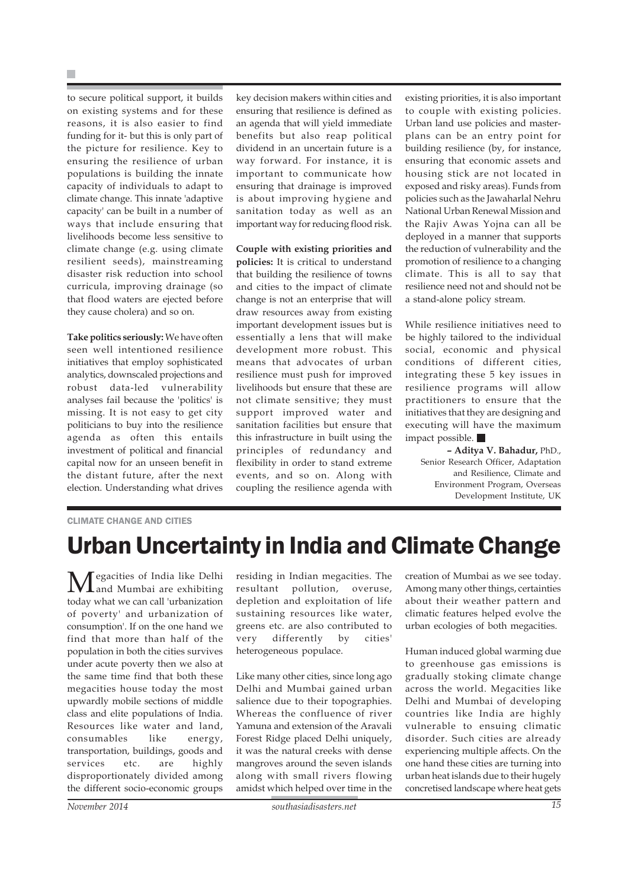to secure political support, it builds on existing systems and for these reasons, it is also easier to find funding for it- but this is only part of the picture for resilience. Key to ensuring the resilience of urban populations is building the innate capacity of individuals to adapt to climate change. This innate 'adaptive capacity' can be built in a number of ways that include ensuring that livelihoods become less sensitive to climate change (e.g. using climate resilient seeds), mainstreaming disaster risk reduction into school curricula, improving drainage (so that flood waters are ejected before they cause cholera) and so on.

**Take politics seriously:** We have often seen well intentioned resilience initiatives that employ sophisticated analytics, downscaled projections and robust data-led vulnerability analyses fail because the 'politics' is missing. It is not easy to get city politicians to buy into the resilience agenda as often this entails investment of political and financial capital now for an unseen benefit in the distant future, after the next election. Understanding what drives key decision makers within cities and ensuring that resilience is defined as an agenda that will yield immediate benefits but also reap political dividend in an uncertain future is a way forward. For instance, it is important to communicate how ensuring that drainage is improved is about improving hygiene and sanitation today as well as an important way for reducing flood risk.

**Couple with existing priorities and policies:** It is critical to understand that building the resilience of towns and cities to the impact of climate change is not an enterprise that will draw resources away from existing important development issues but is essentially a lens that will make development more robust. This means that advocates of urban resilience must push for improved livelihoods but ensure that these are not climate sensitive; they must support improved water and sanitation facilities but ensure that this infrastructure in built using the principles of redundancy and flexibility in order to stand extreme events, and so on. Along with coupling the resilience agenda with existing priorities, it is also important to couple with existing policies. Urban land use policies and master-plans can be an entry point for building resilience (by, for instance, ensuring that economic assets and housing stick are not located in exposed and risky areas). Funds from policies such as the Jawaharlal Nehru National Urban Renewal Mission and the Rajiv Awas Yojna can all be deployed in a manner that supports the reduction of vulnerability and the promotion of resilience to a changing climate. This is all to say that resilience need not and should not be a stand-alone policy stream.

While resilience initiatives need to be highly tailored to the individual social, economic and physical conditions of different cities, integrating these 5 key issues in resilience programs will allow practitioners to ensure that the initiatives that they are designing and executing will have the maximum impact possible. ■

**– Aditya V. Bahadur,** PhD., Senior Research Officer, Adaptation and Resilience, Climate and Environment Program, Overseas Development Institute, UK

CLIMATE CHANGE AND CITIES

# Urban Uncertainty in India and Climate Change

Megacities of India like Delhi and Mumbai are exhibiting today what we can call 'urbanization of poverty' and urbanization of consumption'. If on the one hand we find that more than half of the population in both the cities survives under acute poverty then we also at the same time find that both these megacities house today the most upwardly mobile sections of middle class and elite populations of India. Resources like water and land, consumables like energy, transportation, buildings, goods and services etc. are highly disproportionately divided among the different socio-economic groups residing in Indian megacities. The resultant pollution, overuse, depletion and exploitation of life sustaining resources like water, greens etc. are also contributed to very differently by cities' heterogeneous populace.

Like many other cities, since long ago Delhi and Mumbai gained urban salience due to their topographies. Whereas the confluence of river Yamuna and extension of the Aravali Forest Ridge placed Delhi uniquely, it was the natural creeks with dense mangroves around the seven islands along with small rivers flowing amidst which helped over time in the creation of Mumbai as we see today. Among many other things, certainties about their weather pattern and climatic features helped evolve the urban ecologies of both megacities.

Human induced global warming due to greenhouse gas emissions is gradually stoking climate change across the world. Megacities like Delhi and Mumbai of developing countries like India are highly vulnerable to ensuing climatic disorder. Such cities are already experiencing multiple affects. On the one hand these cities are turning into urban heat islands due to their hugely concretised landscape where heat gets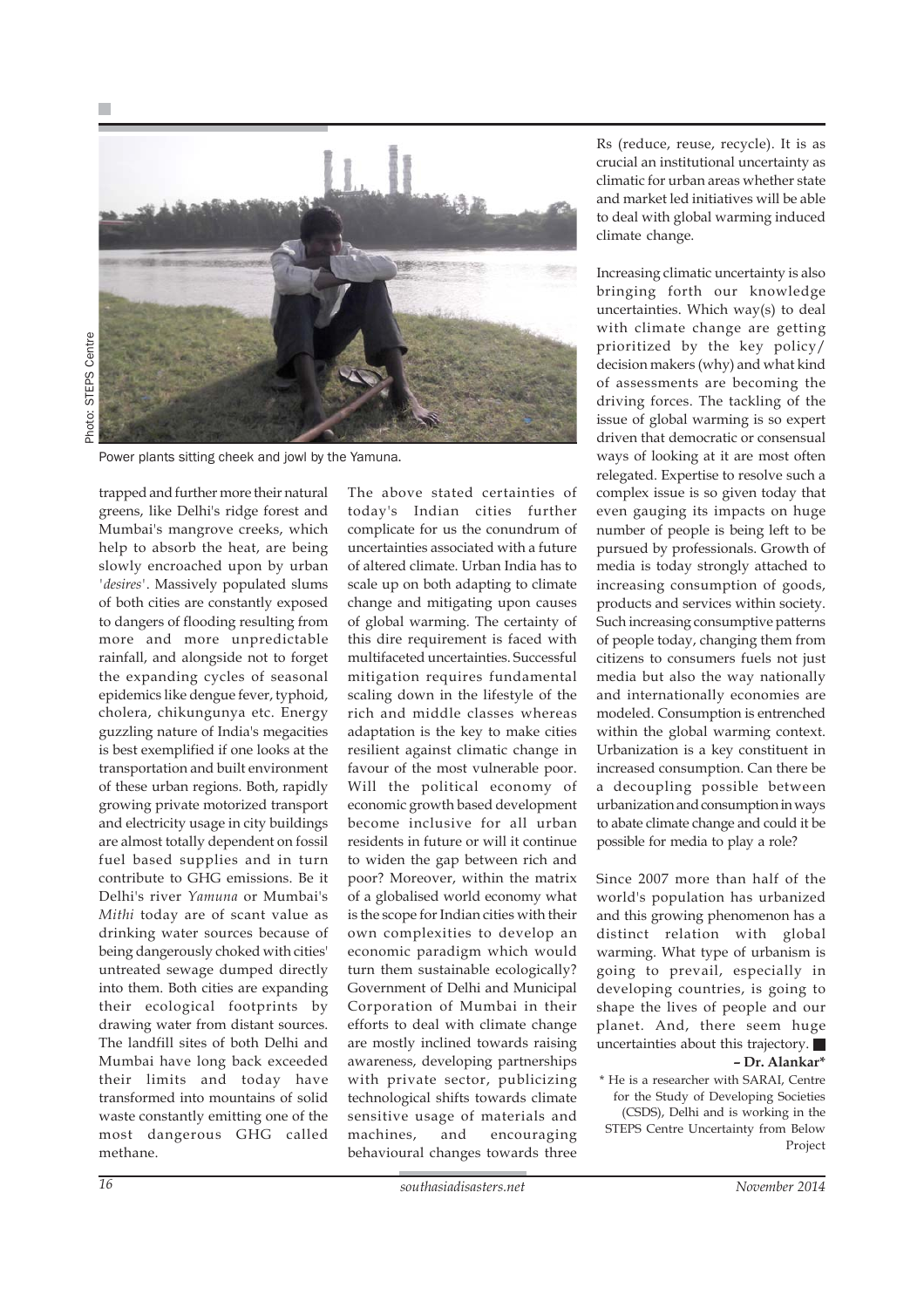Photo: STEPS Centre

Power plants sitting cheek and jowl by the Yamuna.

trapped and further more their natural greens, like Delhi's ridge forest and Mumbai's mangrove creeks, which help to absorb the heat, are being slowly encroached upon by urban '*desires*'. Massively populated slums of both cities are constantly exposed to dangers of flooding resulting from more and more unpredictable rainfall, and alongside not to forget the expanding cycles of seasonal epidemics like dengue fever, typhoid, cholera, chikungunya etc. Energy guzzling nature of India's megacities is best exemplified if one looks at the transportation and built environment of these urban regions. Both, rapidly growing private motorized transport and electricity usage in city buildings are almost totally dependent on fossil fuel based supplies and in turn contribute to GHG emissions. Be it Delhi's river *Yamuna* or Mumbai's *Mithi* today are of scant value as drinking water sources because of being dangerously choked with cities' untreated sewage dumped directly into them. Both cities are expanding their ecological footprints by drawing water from distant sources. The landfill sites of both Delhi and Mumbai have long back exceeded their limits and today have transformed into mountains of solid waste constantly emitting one of the most dangerous GHG called methane.

The above stated certainties of today's Indian cities further complicate for us the conundrum of uncertainties associated with a future of altered climate. Urban India has to scale up on both adapting to climate change and mitigating upon causes of global warming. The certainty of this dire requirement is faced with multifaceted uncertainties. Successful mitigation requires fundamental scaling down in the lifestyle of the rich and middle classes whereas adaptation is the key to make cities resilient against climatic change in favour of the most vulnerable poor. Will the political economy of economic growth based development become inclusive for all urban residents in future or will it continue to widen the gap between rich and poor? Moreover, within the matrix of a globalised world economy what is the scope for Indian cities with their own complexities to develop an economic paradigm which would turn them sustainable ecologically? Government of Delhi and Municipal Corporation of Mumbai in their efforts to deal with climate change are mostly inclined towards raising awareness, developing partnerships with private sector, publicizing technological shifts towards climate sensitive usage of materials and machines, and encouraging behavioural changes towards three Rs (reduce, reuse, recycle). It is as crucial an institutional uncertainty as climatic for urban areas whether state and market led initiatives will be able to deal with global warming induced climate change.

Increasing climatic uncertainty is also bringing forth our knowledge uncertainties. Which way(s) to deal with climate change are getting prioritized by the key policy/ decision makers (why) and what kind of assessments are becoming the driving forces. The tackling of the issue of global warming is so expert driven that democratic or consensual ways of looking at it are most often relegated. Expertise to resolve such a complex issue is so given today that even gauging its impacts on huge number of people is being left to be pursued by professionals. Growth of media is today strongly attached to increasing consumption of goods, products and services within society. Such increasing consumptive patterns of people today, changing them from citizens to consumers fuels not just media but also the way nationally and internationally economies are modeled. Consumption is entrenched within the global warming context. Urbanization is a key constituent in increased consumption. Can there be a decoupling possible between urbanization and consumption in ways to abate climate change and could it be possible for media to play a role?

Since 2007 more than half of the world's population has urbanized and this growing phenomenon has a distinct relation with global warming. What type of urbanism is going to prevail, especially in developing countries, is going to shape the lives of people and our planet. And, there seem huge uncertainties about this trajectory. ■

**– Dr. Alankar***

\* He is a researcher with SARAI, Centre for the Study of Developing Societies (CSDS), Delhi and is working in the STEPS Centre Uncertainty from Below Project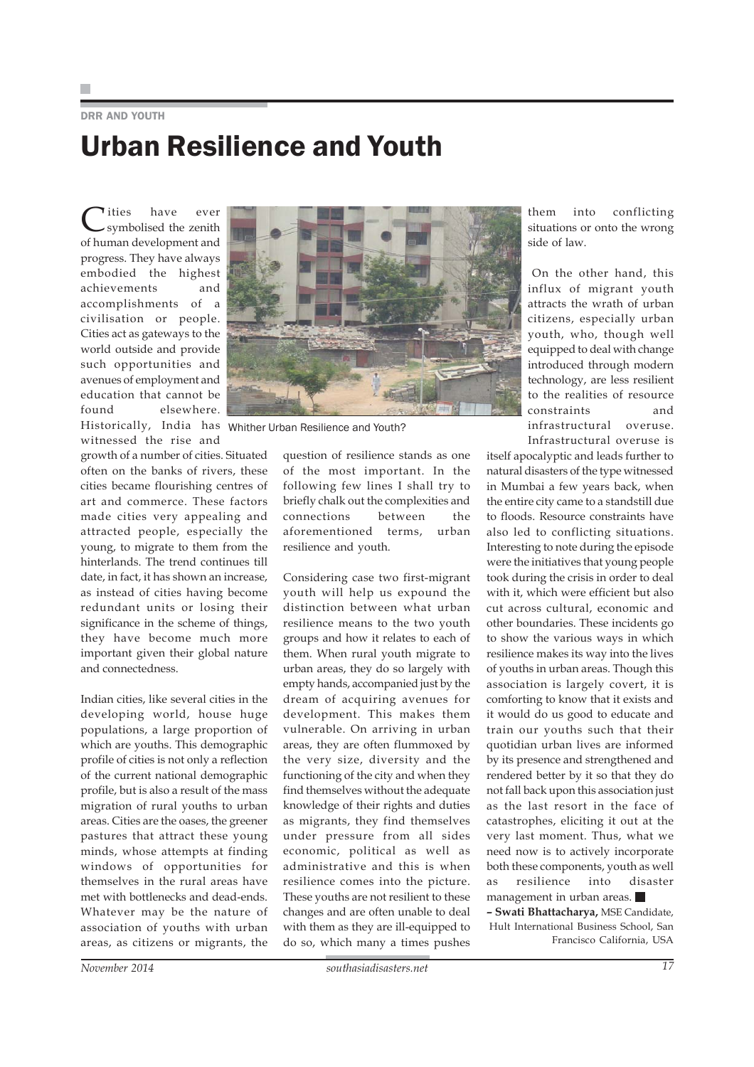DRR AND YOUTH

# Urban Resilience and Youth

Cities have ever symbolised the zenith of human development and progress. They have always embodied the highest achievements and accomplishments of a civilisation or people. Cities act as gateways to the world outside and provide such opportunities and avenues of employment and education that cannot be found elsewhere. Historically, India has witnessed the rise and growth of a number of cities. Situated often on the banks of rivers, these cities became flourishing centres of art and commerce. These factors made cities very appealing and attracted people, especially the young, to migrate to them from the hinterlands. The trend continues till date, in fact, it has shown an increase, as instead of cities having become redundant units or losing their significance in the scheme of things, they have become much more important given their global nature and connectedness.

Whither Urban Resilience and Youth?

Indian cities, like several cities in the developing world, house huge populations, a large proportion of which are youths. This demographic profile of cities is not only a reflection of the current national demographic profile, but is also a result of the mass migration of rural youths to urban areas. Cities are the oases, the greener pastures that attract these young minds, whose attempts at finding windows of opportunities for themselves in the rural areas have met with bottlenecks and dead-ends. Whatever may be the nature of association of youths with urban areas, as citizens or migrants, the question of resilience stands as one of the most important. In the following few lines I shall try to briefly chalk out the complexities and connections between the aforementioned terms, urban resilience and youth.

Considering case two first-migrant youth will help us expound the distinction between what urban resilience means to the two youth groups and how it relates to each of them. When rural youth migrate to urban areas, they do so largely with empty hands, accompanied just by the dream of acquiring avenues for development. This makes them vulnerable. On arriving in urban areas, they are often flummoxed by the very size, diversity and the functioning of the city and when they find themselves without the adequate knowledge of their rights and duties as migrants, they find themselves under pressure from all sides economic, political as well as administrative and this is when resilience comes into the picture. These youths are not resilient to these changes and are often unable to deal with them as they are ill-equipped to do so, which many a times pushes them into conflicting situations or onto the wrong side of law.

On the other hand, this influx of migrant youth attracts the wrath of urban citizens, especially urban youth, who, though well equipped to deal with change introduced through modern technology, are less resilient to the realities of resource constraints and infrastructural overuse. Infrastructural overuse is itself apocalyptic and leads further to natural disasters of the type witnessed in Mumbai a few years back, when the entire city came to a standstill due to floods. Resource constraints have also led to conflicting situations. Interesting to note during the episode were the initiatives that young people took during the crisis in order to deal with it, which were efficient but also cut across cultural, economic and other boundaries. These incidents go to show the various ways in which resilience makes its way into the lives of youths in urban areas. Though this association is largely covert, it is comforting to know that it exists and it would do us good to educate and train our youths such that their quotidian urban lives are informed by its presence and strengthened and rendered better by it so that they do not fall back upon this association just as the last resort in the face of catastrophes, eliciting it out at the very last moment. Thus, what we need now is to actively incorporate both these components, youth as well as resilience into disaster management in urban areas. ■

– **Swati Bhattacharya,** MSE Candidate, Hult International Business School, San Francisco California, USA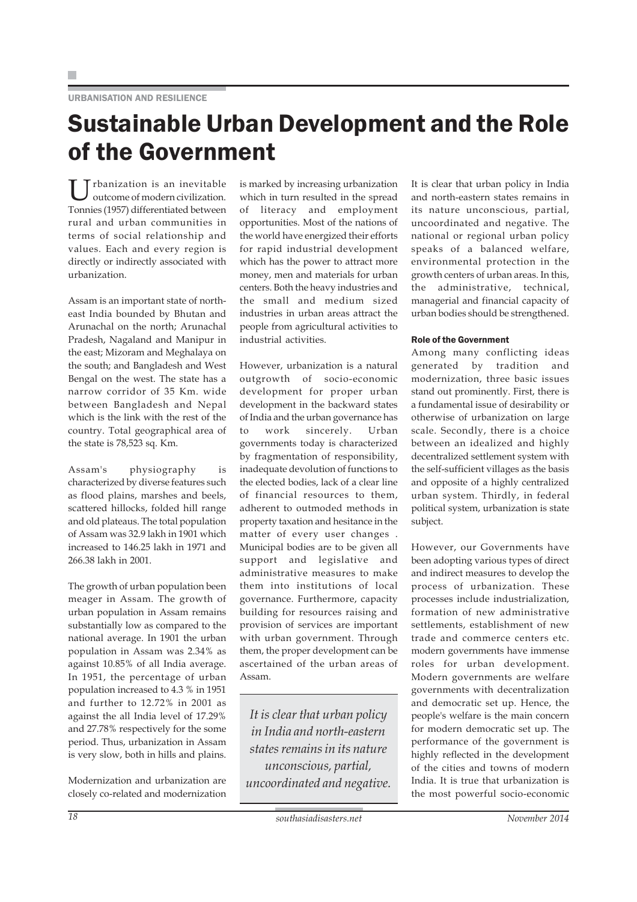URBANISATION AND RESILIENCE

# Sustainable Urban Development and the Role of the Government

Urbanization is an inevitable outcome of modern civilization. Tonnies (1957) differentiated between rural and urban communities in terms of social relationship and values. Each and every region is directly or indirectly associated with urbanization.

Assam is an important state of north-east India bounded by Bhutan and Arunachal on the north; Arunachal Pradesh, Nagaland and Manipur in the east; Mizoram and Meghalaya on the south; and Bangladesh and West Bengal on the west. The state has a narrow corridor of 35 Km. wide between Bangladesh and Nepal which is the link with the rest of the country. Total geographical area of the state is 78,523 sq. Km.

Assam's physiography is characterized by diverse features such as flood plains, marshes and beels, scattered hillocks, folded hill range and old plateaus. The total population of Assam was 32.9 lakh in 1901 which increased to 146.25 lakh in 1971 and 266.38 lakh in 2001.

The growth of urban population been meager in Assam. The growth of urban population in Assam remains substantially low as compared to the national average. In 1901 the urban population in Assam was 2.34% as against 10.85% of all India average. In 1951, the percentage of urban population increased to 4.3 % in 1951 and further to 12.72% in 2001 as against the all India level of 17.29% and 27.78% respectively for the some period. Thus, urbanization in Assam is very slow, both in hills and plains.

Modernization and urbanization are closely co-related and modernization is marked by increasing urbanization which in turn resulted in the spread of literacy and employment opportunities. Most of the nations of the world have energized their efforts for rapid industrial development which has the power to attract more money, men and materials for urban centers. Both the heavy industries and the small and medium sized industries in urban areas attract the people from agricultural activities to industrial activities.

However, urbanization is a natural outgrowth of socio-economic development for proper urban development in the backward states of India and the urban governance has to work sincerely. Urban governments today is characterized by fragmentation of responsibility, inadequate devolution of functions to the elected bodies, lack of a clear line of financial resources to them, adherent to outmoded methods in property taxation and hesitance in the matter of every user changes . Municipal bodies are to be given all support and legislative and administrative measures to make them into institutions of local governance. Furthermore, capacity building for resources raising and provision of services are important with urban government. Through them, the proper development can be ascertained of the urban areas of Assam.

> *It is clear that urban policy in India and north-eastern states remains in its nature unconscious, partial, uncoordinated and negative.*

It is clear that urban policy in India and north-eastern states remains in its nature unconscious, partial, uncoordinated and negative. The national or regional urban policy speaks of a balanced welfare, environmental protection in the growth centers of urban areas. In this, the administrative, technical, managerial and financial capacity of urban bodies should be strengthened.

#### Role of the Government

Among many conflicting ideas generated by tradition and modernization, three basic issues stand out prominently. First, there is a fundamental issue of desirability or otherwise of urbanization on large scale. Secondly, there is a choice between an idealized and highly decentralized settlement system with the self-sufficient villages as the basis and opposite of a highly centralized urban system. Thirdly, in federal political system, urbanization is state subject.

However, our Governments have been adopting various types of direct and indirect measures to develop the process of urbanization. These processes include industrialization, formation of new administrative settlements, establishment of new trade and commerce centers etc. modern governments have immense roles for urban development. Modern governments are welfare governments with decentralization and democratic set up. Hence, the people's welfare is the main concern for modern democratic set up. The performance of the government is highly reflected in the development of the cities and towns of modern India. It is true that urbanization is the most powerful socio-economic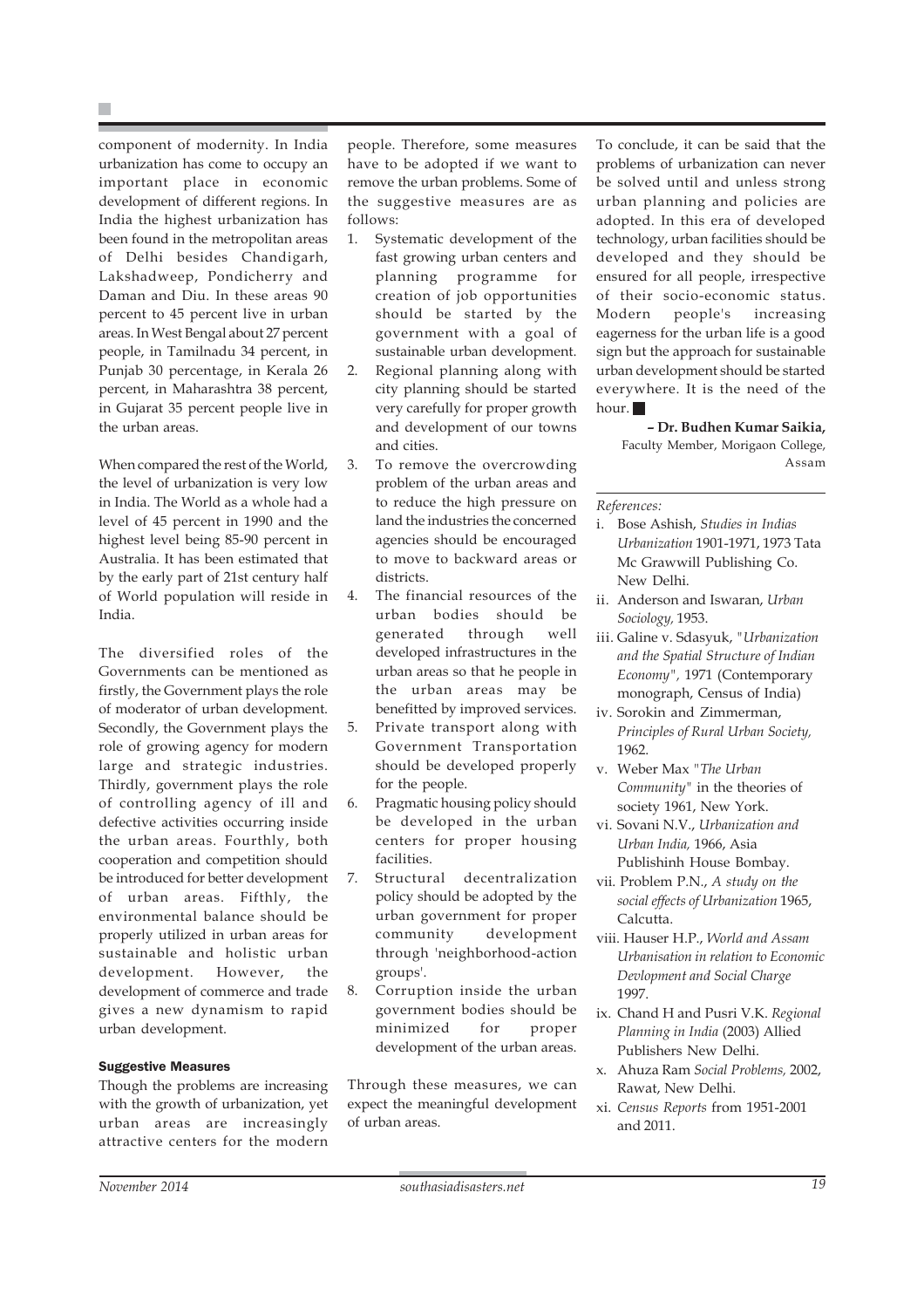component of modernity. In India urbanization has come to occupy an important place in economic development of different regions. In India the highest urbanization has been found in the metropolitan areas of Delhi besides Chandigarh, Lakshadweep, Pondicherry and Daman and Diu. In these areas 90 percent to 45 percent live in urban areas. In West Bengal about 27 percent people, in Tamilnadu 34 percent, in Punjab 30 percentage, in Kerala 26 percent, in Maharashtra 38 percent, in Gujarat 35 percent people live in the urban areas.

When compared the rest of the World, the level of urbanization is very low in India. The World as a whole had a level of 45 percent in 1990 and the highest level being 85-90 percent in Australia. It has been estimated that by the early part of 21st century half of World population will reside in India.

The diversified roles of the Governments can be mentioned as firstly, the Government plays the role of moderator of urban development. Secondly, the Government plays the role of growing agency for modern large and strategic industries. Thirdly, government plays the role of controlling agency of ill and defective activities occurring inside the urban areas. Fourthly, both cooperation and competition should be introduced for better development of urban areas. Fifthly, the environmental balance should be properly utilized in urban areas for sustainable and holistic urban development. However, the development of commerce and trade gives a new dynamism to rapid urban development.

## Suggestive Measures

Though the problems are increasing with the growth of urbanization, yet urban areas are increasingly attractive centers for the modern people. Therefore, some measures have to be adopted if we want to remove the urban problems. Some of the suggestive measures are as follows:

1. Systematic development of the fast growing urban centers and planning programme for creation of job opportunities should be started by the government with a goal of sustainable urban development.
2. Regional planning along with city planning should be started very carefully for proper growth and development of our towns and cities.
3. To remove the overcrowding problem of the urban areas and to reduce the high pressure on land the industries the concerned agencies should be encouraged to move to backward areas or districts.
4. The financial resources of the urban bodies should be generated through well developed infrastructures in the urban areas so that he people in the urban areas may be benefitted by improved services.
5. Private transport along with Government Transportation should be developed properly for the people.
6. Pragmatic housing policy should be developed in the urban centers for proper housing facilities.
7. Structural decentralization policy should be adopted by the urban government for proper community development through 'neighborhood-action groups'.
8. Corruption inside the urban government bodies should be minimized for proper development of the urban areas.

Through these measures, we can expect the meaningful development of urban areas.

To conclude, it can be said that the problems of urbanization can never be solved until and unless strong urban planning and policies are adopted. In this era of developed technology, urban facilities should be developed and they should be ensured for all people, irrespective of their socio-economic status. Modern people's increasing eagerness for the urban life is a good sign but the approach for sustainable urban development should be started everywhere. It is the need of the hour. ■

**– Dr. Budhen Kumar Saikia,**
Faculty Member, Morigaon College, Assam

*References:*

i. Bose Ashish, *Studies in Indias Urbanization* 1901-1971, 1973 Tata Mc Grawwill Publishing Co. New Delhi.
ii. Anderson and Iswaran, *Urban Sociology,* 1953.
iii. Galine v. Sdasyuk, "*Urbanization and the Spatial Structure of Indian Economy*", 1971 (Contemporary monograph, Census of India)
iv. Sorokin and Zimmerman, *Principles of Rural Urban Society,* 1962.
v. Weber Max "*The Urban Community*" in the theories of society 1961, New York.
vi. Sovani N.V., *Urbanization and Urban India,* 1966, Asia Publishinh House Bombay.
vii. Problem P.N., *A study on the social effects of Urbanization* 1965, Calcutta.
viii. Hauser H.P., *World and Assam Urbanisation in relation to Economic Devlopment and Social Charge* 1997.
ix. Chand H and Pusri V.K. *Regional Planning in India* (2003) Allied Publishers New Delhi.
x. Ahuza Ram *Social Problems,* 2002, Rawat, New Delhi.
xi. *Census Reports* from 1951-2001 and 2011.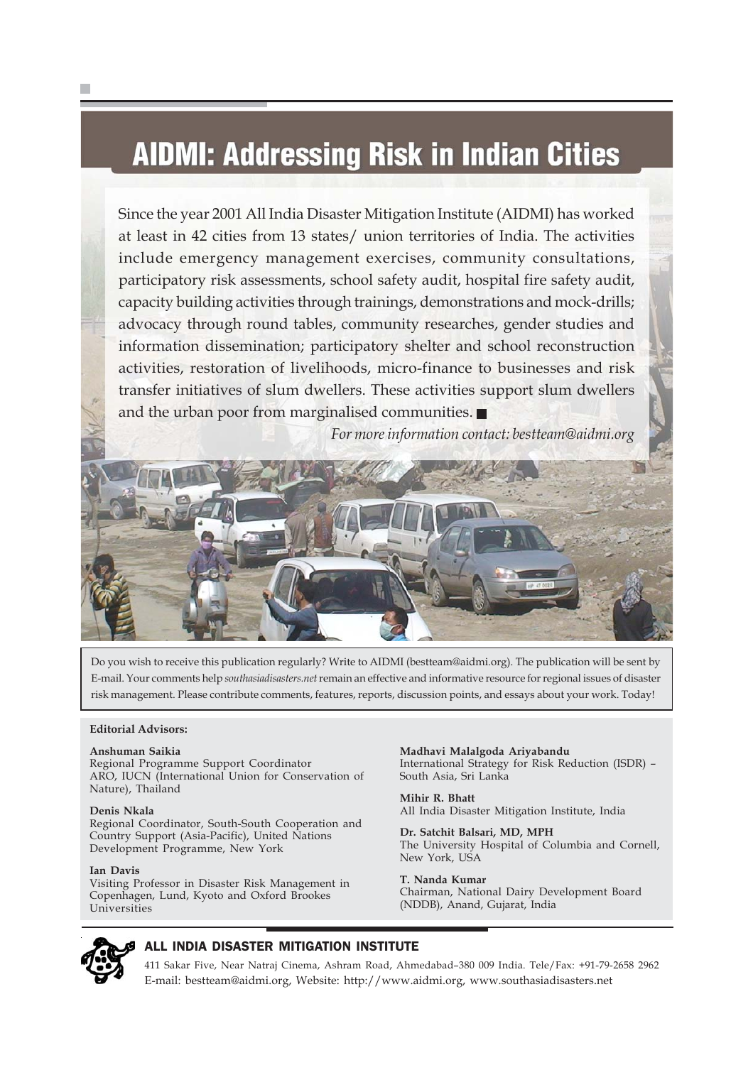# AIDMI: Addressing Risk in Indian Cities

Since the year 2001 All India Disaster Mitigation Institute (AIDMI) has worked at least in 42 cities from 13 states/ union territories of India. The activities include emergency management exercises, community consultations, participatory risk assessments, school safety audit, hospital fire safety audit, capacity building activities through trainings, demonstrations and mock-drills; advocacy through round tables, community researches, gender studies and information dissemination; participatory shelter and school reconstruction activities, restoration of livelihoods, micro-finance to businesses and risk transfer initiatives of slum dwellers. These activities support slum dwellers and the urban poor from marginalised communities. ■

*For more information contact: bestteam@aidmi.org*

Do you wish to receive this publication regularly? Write to AIDMI (bestteam@aidmi.org). The publication will be sent by E-mail. Your comments help *southasiadisasters.net* remain an effective and informative resource for regional issues of disaster risk management. Please contribute comments, features, reports, discussion points, and essays about your work. Today!

**Editorial Advisors:**

**Anshuman Saikia**
Regional Programme Support Coordinator
ARO, IUCN (International Union for Conservation of Nature), Thailand

**Denis Nkala**
Regional Coordinator, South-South Cooperation and Country Support (Asia-Pacific), United Nations Development Programme, New York

**Ian Davis**
Visiting Professor in Disaster Risk Management in Copenhagen, Lund, Kyoto and Oxford Brookes Universities

**Madhavi Malalgoda Ariyabandu**
International Strategy for Risk Reduction (ISDR) – South Asia, Sri Lanka

**Mihir R. Bhatt**
All India Disaster Mitigation Institute, India

**Dr. Satchit Balsari, MD, MPH**
The University Hospital of Columbia and Cornell, New York, USA

**T. Nanda Kumar**
Chairman, National Dairy Development Board (NDDB), Anand, Gujarat, India

**ALL INDIA DISASTER MITIGATION INSTITUTE**

411 Sakar Five, Near Natraj Cinema, Ashram Road, Ahmedabad–380 009 India. Tele/Fax: +91-79-2658 2962
E-mail: bestteam@aidmi.org, Website: http://www.aidmi.org, www.southasiadisasters.net